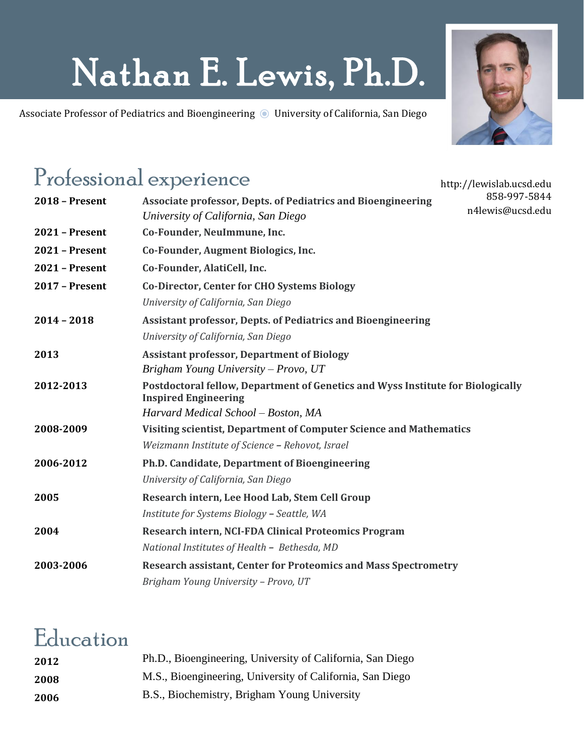# Nathan E. Lewis, Ph.D.

Associate Professor of Pediatrics and Bioengineering ◉ University of California, San Diego

http://lewislab.ucsd.edu
858-997-5844
n4lewis@ucsd.edu

## Professional experience

**2018 – Present** — **Associate professor, Depts. of Pediatrics and Bioengineering**
*University of California, San Diego*

**2021 – Present** — **Co-Founder, NeuImmune, Inc.**

**2021 – Present** — **Co-Founder, Augment Biologics, Inc.**

**2021 – Present** — **Co-Founder, AlatiCell, Inc.**

**2017 – Present** — **Co-Director, Center for CHO Systems Biology**
*University of California, San Diego*

**2014 – 2018** — **Assistant professor, Depts. of Pediatrics and Bioengineering**
*University of California, San Diego*

**2013** — **Assistant professor, Department of Biology**
*Brigham Young University – Provo, UT*

**2012-2013** — **Postdoctoral fellow, Department of Genetics and Wyss Institute for Biologically Inspired Engineering**
*Harvard Medical School – Boston, MA*

**2008-2009** — **Visiting scientist, Department of Computer Science and Mathematics**
*Weizmann Institute of Science* **–** *Rehovot, Israel*

**2006-2012** — **Ph.D. Candidate, Department of Bioengineering**
*University of California, San Diego*

**2005** — **Research intern, Lee Hood Lab, Stem Cell Group**
*Institute for Systems Biology* **–** *Seattle, WA*

**2004** — **Research intern, NCI-FDA Clinical Proteomics Program**
*National Institutes of Health* **–** *Bethesda, MD*

**2003-2006** — **Research assistant, Center for Proteomics and Mass Spectrometry**
*Brigham Young University – Provo, UT*

## Education

**2012** — Ph.D., Bioengineering, University of California, San Diego

**2008** — M.S., Bioengineering, University of California, San Diego

**2006** — B.S., Biochemistry, Brigham Young University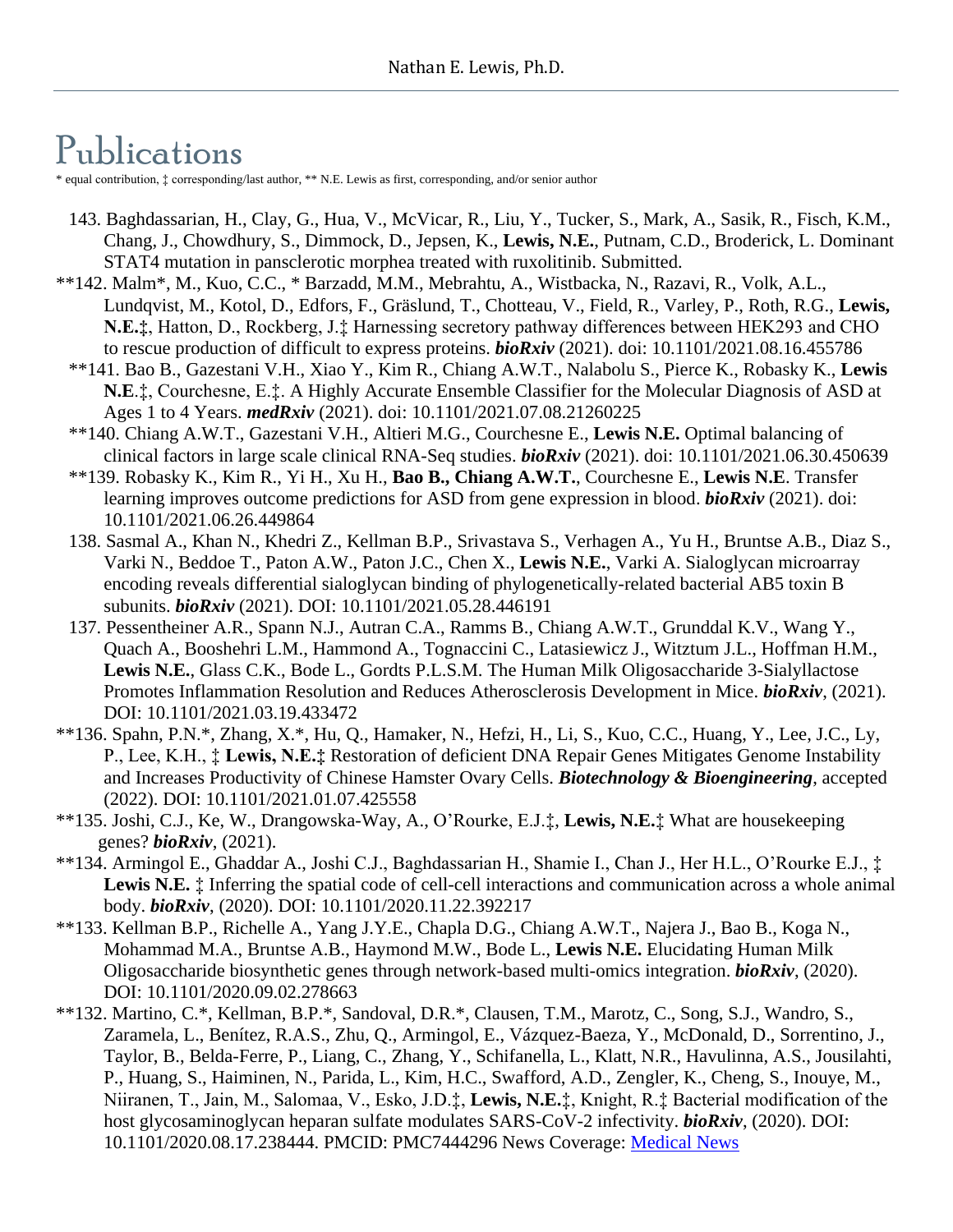# Publications

* equal contribution, ‡ corresponding/last author, ** N.E. Lewis as first, corresponding, and/or senior author

143. Baghdassarian, H., Clay, G., Hua, V., McVicar, R., Liu, Y., Tucker, S., Mark, A., Sasik, R., Fisch, K.M., Chang, J., Chowdhury, S., Dimmock, D., Jepsen, K., **Lewis, N.E.**, Putnam, C.D., Broderick, L. Dominant STAT4 mutation in pansclerotic morphea treated with ruxolitinib. Submitted.

**142. Malm*, M., Kuo, C.C., * Barzadd, M.M., Mebrahtu, A., Wistbacka, N., Razavi, R., Volk, A.L., Lundqvist, M., Kotol, D., Edfors, F., Gräslund, T., Chotteau, V., Field, R., Varley, P., Roth, R.G., **Lewis, N.E.**‡, Hatton, D., Rockberg, J.‡ Harnessing secretory pathway differences between HEK293 and CHO to rescue production of difficult to express proteins. ***bioRxiv*** (2021). doi: 10.1101/2021.08.16.455786

**141. Bao B., Gazestani V.H., Xiao Y., Kim R., Chiang A.W.T., Nalabolu S., Pierce K., Robasky K., **Lewis N.E**.‡, Courchesne, E.‡. A Highly Accurate Ensemble Classifier for the Molecular Diagnosis of ASD at Ages 1 to 4 Years. ***medRxiv*** (2021). doi: 10.1101/2021.07.08.21260225

**140. Chiang A.W.T., Gazestani V.H., Altieri M.G., Courchesne E., **Lewis N.E.** Optimal balancing of clinical factors in large scale clinical RNA-Seq studies. ***bioRxiv*** (2021). doi: 10.1101/2021.06.30.450639

**139. Robasky K., Kim R., Yi H., Xu H., **Bao B., Chiang A.W.T.**, Courchesne E., **Lewis N.E**. Transfer learning improves outcome predictions for ASD from gene expression in blood. ***bioRxiv*** (2021). doi: 10.1101/2021.06.26.449864

138. Sasmal A., Khan N., Khedri Z., Kellman B.P., Srivastava S., Verhagen A., Yu H., Bruntse A.B., Diaz S., Varki N., Beddoe T., Paton A.W., Paton J.C., Chen X., **Lewis N.E.**, Varki A. Sialoglycan microarray encoding reveals differential sialoglycan binding of phylogenetically-related bacterial AB5 toxin B subunits. ***bioRxiv*** (2021). DOI: 10.1101/2021.05.28.446191

137. Pessentheiner A.R., Spann N.J., Autran C.A., Ramms B., Chiang A.W.T., Grunddal K.V., Wang Y., Quach A., Booshehri L.M., Hammond A., Tognaccini C., Latasiewicz J., Witztum J.L., Hoffman H.M., **Lewis N.E.**, Glass C.K., Bode L., Gordts P.L.S.M. The Human Milk Oligosaccharide 3-Sialyllactose Promotes Inflammation Resolution and Reduces Atherosclerosis Development in Mice. ***bioRxiv***, (2021). DOI: 10.1101/2021.03.19.433472

**136. Spahn, P.N.*, Zhang, X.*, Hu, Q., Hamaker, N., Hefzi, H., Li, S., Kuo, C.C., Huang, Y., Lee, J.C., Ly, P., Lee, K.H., ‡ **Lewis, N.E.‡** Restoration of deficient DNA Repair Genes Mitigates Genome Instability and Increases Productivity of Chinese Hamster Ovary Cells. ***Biotechnology & Bioengineering***, accepted (2022). DOI: 10.1101/2021.01.07.425558

**135. Joshi, C.J., Ke, W., Drangowska-Way, A., O'Rourke, E.J.‡, **Lewis, N.E.**‡ What are housekeeping genes? ***bioRxiv***, (2021).

**134. Armingol E., Ghaddar A., Joshi C.J., Baghdassarian H., Shamie I., Chan J., Her H.L., O'Rourke E.J., ‡ **Lewis N.E.** ‡ Inferring the spatial code of cell-cell interactions and communication across a whole animal body. ***bioRxiv***, (2020). DOI: 10.1101/2020.11.22.392217

**133. Kellman B.P., Richelle A., Yang J.Y.E., Chapla D.G., Chiang A.W.T., Najera J., Bao B., Koga N., Mohammad M.A., Bruntse A.B., Haymond M.W., Bode L., **Lewis N.E.** Elucidating Human Milk Oligosaccharide biosynthetic genes through network-based multi-omics integration. ***bioRxiv***, (2020). DOI: 10.1101/2020.09.02.278663

**132. Martino, C.*, Kellman, B.P.*, Sandoval, D.R.*, Clausen, T.M., Marotz, C., Song, S.J., Wandro, S., Zaramela, L., Benítez, R.A.S., Zhu, Q., Armingol, E., Vázquez-Baeza, Y., McDonald, D., Sorrentino, J., Taylor, B., Belda-Ferre, P., Liang, C., Zhang, Y., Schifanella, L., Klatt, N.R., Havulinna, A.S., Jousilahti, P., Huang, S., Haiminen, N., Parida, L., Kim, H.C., Swafford, A.D., Zengler, K., Cheng, S., Inouye, M., Niiranen, T., Jain, M., Salomaa, V., Esko, J.D.‡, **Lewis, N.E.**‡, Knight, R.‡ Bacterial modification of the host glycosaminoglycan heparan sulfate modulates SARS-CoV-2 infectivity. ***bioRxiv***, (2020). DOI: 10.1101/2020.08.17.238444. PMCID: PMC7444296 News Coverage: Medical News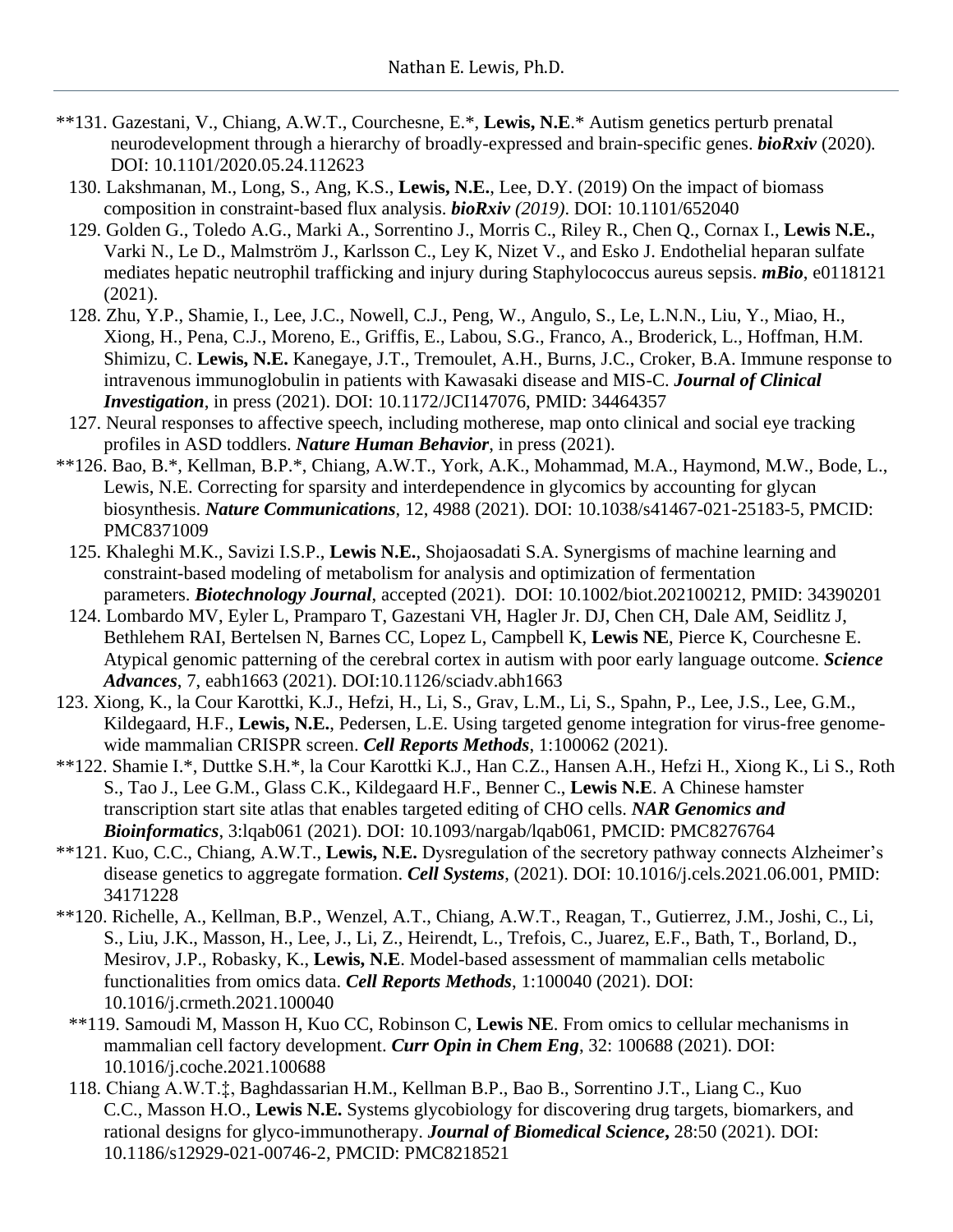**131. Gazestani, V., Chiang, A.W.T., Courchesne, E.*, **Lewis, N.E**.* Autism genetics perturb prenatal neurodevelopment through a hierarchy of broadly-expressed and brain-specific genes. ***bioRxiv*** (2020). DOI: 10.1101/2020.05.24.112623

130. Lakshmanan, M., Long, S., Ang, K.S., **Lewis, N.E.**, Lee, D.Y. (2019) On the impact of biomass composition in constraint-based flux analysis. ***bioRxiv** (2019)*. DOI: 10.1101/652040

129. Golden G., Toledo A.G., Marki A., Sorrentino J., Morris C., Riley R., Chen Q., Cornax I., **Lewis N.E.**, Varki N., Le D., Malmström J., Karlsson C., Ley K, Nizet V., and Esko J. Endothelial heparan sulfate mediates hepatic neutrophil trafficking and injury during Staphylococcus aureus sepsis. ***mBio***, e0118121 (2021).

128. Zhu, Y.P., Shamie, I., Lee, J.C., Nowell, C.J., Peng, W., Angulo, S., Le, L.N.N., Liu, Y., Miao, H., Xiong, H., Pena, C.J., Moreno, E., Griffis, E., Labou, S.G., Franco, A., Broderick, L., Hoffman, H.M. Shimizu, C. **Lewis, N.E.** Kanegaye, J.T., Tremoulet, A.H., Burns, J.C., Croker, B.A. Immune response to intravenous immunoglobulin in patients with Kawasaki disease and MIS-C. ***Journal of Clinical Investigation***, in press (2021). DOI: 10.1172/JCI147076, PMID: 34464357

127. Neural responses to affective speech, including motherese, map onto clinical and social eye tracking profiles in ASD toddlers. ***Nature Human Behavior***, in press (2021).

**126. Bao, B.*, Kellman, B.P.*, Chiang, A.W.T., York, A.K., Mohammad, M.A., Haymond, M.W., Bode, L., Lewis, N.E. Correcting for sparsity and interdependence in glycomics by accounting for glycan biosynthesis. ***Nature Communications***, 12, 4988 (2021). DOI: 10.1038/s41467-021-25183-5, PMCID: PMC8371009

125. Khaleghi M.K., Savizi I.S.P., **Lewis N.E.**, Shojaosadati S.A. Synergisms of machine learning and constraint-based modeling of metabolism for analysis and optimization of fermentation parameters. ***Biotechnology Journal***, accepted (2021). DOI: 10.1002/biot.202100212, PMID: 34390201

124. Lombardo MV, Eyler L, Pramparo T, Gazestani VH, Hagler Jr. DJ, Chen CH, Dale AM, Seidlitz J, Bethlehem RAI, Bertelsen N, Barnes CC, Lopez L, Campbell K, **Lewis NE**, Pierce K, Courchesne E. Atypical genomic patterning of the cerebral cortex in autism with poor early language outcome. ***Science Advances***, 7, eabh1663 (2021). DOI:10.1126/sciadv.abh1663

123. Xiong, K., la Cour Karottki, K.J., Hefzi, H., Li, S., Grav, L.M., Li, S., Spahn, P., Lee, J.S., Lee, G.M., Kildegaard, H.F., **Lewis, N.E.**, Pedersen, L.E. Using targeted genome integration for virus-free genome-wide mammalian CRISPR screen. ***Cell Reports Methods***, 1:100062 (2021).

**122. Shamie I.*, Duttke S.H.*, la Cour Karottki K.J., Han C.Z., Hansen A.H., Hefzi H., Xiong K., Li S., Roth S., Tao J., Lee G.M., Glass C.K., Kildegaard H.F., Benner C., **Lewis N.E**. A Chinese hamster transcription start site atlas that enables targeted editing of CHO cells. ***NAR Genomics and Bioinformatics***, 3:lqab061 (2021). DOI: 10.1093/nargab/lqab061, PMCID: PMC8276764

**121. Kuo, C.C., Chiang, A.W.T., **Lewis, N.E.** Dysregulation of the secretory pathway connects Alzheimer's disease genetics to aggregate formation. ***Cell Systems***, (2021). DOI: 10.1016/j.cels.2021.06.001, PMID: 34171228

**120. Richelle, A., Kellman, B.P., Wenzel, A.T., Chiang, A.W.T., Reagan, T., Gutierrez, J.M., Joshi, C., Li, S., Liu, J.K., Masson, H., Lee, J., Li, Z., Heirendt, L., Trefois, C., Juarez, E.F., Bath, T., Borland, D., Mesirov, J.P., Robasky, K., **Lewis, N.E**. Model-based assessment of mammalian cells metabolic functionalities from omics data. ***Cell Reports Methods***, 1:100040 (2021). DOI: 10.1016/j.crmeth.2021.100040

**119. Samoudi M, Masson H, Kuo CC, Robinson C, **Lewis NE**. From omics to cellular mechanisms in mammalian cell factory development. ***Curr Opin in Chem Eng***, 32: 100688 (2021). DOI: 10.1016/j.coche.2021.100688

118. Chiang A.W.T.‡, Baghdassarian H.M., Kellman B.P., Bao B., Sorrentino J.T., Liang C., Kuo C.C., Masson H.O., **Lewis N.E.** Systems glycobiology for discovering drug targets, biomarkers, and rational designs for glyco-immunotherapy. ***Journal of Biomedical Science***, 28:50 (2021). DOI: 10.1186/s12929-021-00746-2, PMCID: PMC8218521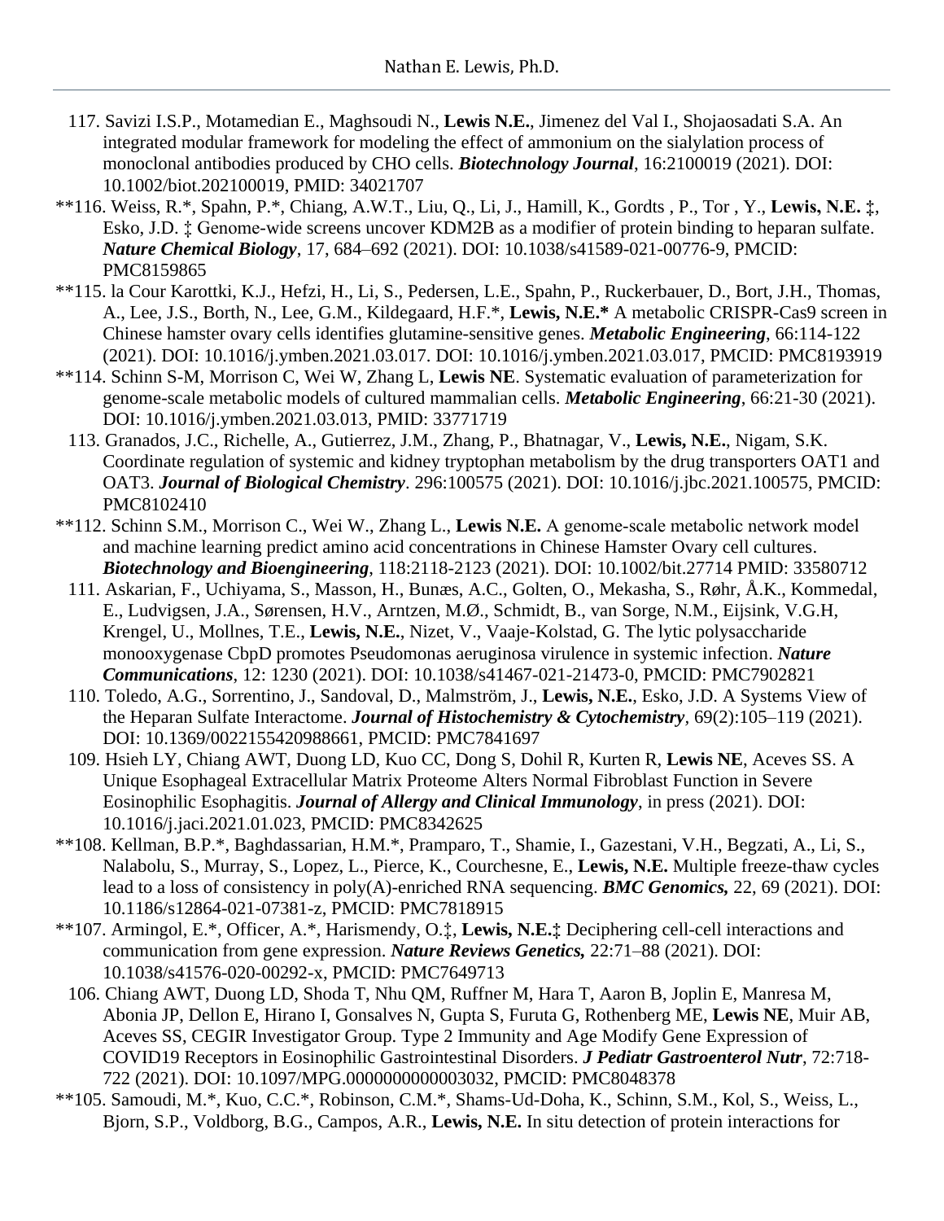117. Savizi I.S.P., Motamedian E., Maghsoudi N., **Lewis N.E.**, Jimenez del Val I., Shojaosadati S.A. An integrated modular framework for modeling the effect of ammonium on the sialylation process of monoclonal antibodies produced by CHO cells. ***Biotechnology Journal***, 16:2100019 (2021). DOI: 10.1002/biot.202100019, PMID: 34021707

**116. Weiss, R.*, Spahn, P.*, Chiang, A.W.T., Liu, Q., Li, J., Hamill, K., Gordts , P., Tor , Y., **Lewis, N.E.** ‡, Esko, J.D. ‡ Genome-wide screens uncover KDM2B as a modifier of protein binding to heparan sulfate. ***Nature Chemical Biology***, 17, 684–692 (2021). DOI: 10.1038/s41589-021-00776-9, PMCID: PMC8159865

**115. la Cour Karottki, K.J., Hefzi, H., Li, S., Pedersen, L.E., Spahn, P., Ruckerbauer, D., Bort, J.H., Thomas, A., Lee, J.S., Borth, N., Lee, G.M., Kildegaard, H.F.*, **Lewis, N.E.*** A metabolic CRISPR-Cas9 screen in Chinese hamster ovary cells identifies glutamine-sensitive genes. ***Metabolic Engineering***, 66:114-122 (2021). DOI: 10.1016/j.ymben.2021.03.017. DOI: 10.1016/j.ymben.2021.03.017, PMCID: PMC8193919

**114. Schinn S-M, Morrison C, Wei W, Zhang L, **Lewis NE**. Systematic evaluation of parameterization for genome-scale metabolic models of cultured mammalian cells. ***Metabolic Engineering***, 66:21-30 (2021). DOI: 10.1016/j.ymben.2021.03.013, PMID: 33771719

113. Granados, J.C., Richelle, A., Gutierrez, J.M., Zhang, P., Bhatnagar, V., **Lewis, N.E.**, Nigam, S.K. Coordinate regulation of systemic and kidney tryptophan metabolism by the drug transporters OAT1 and OAT3. ***Journal of Biological Chemistry***. 296:100575 (2021). DOI: 10.1016/j.jbc.2021.100575, PMCID: PMC8102410

**112. Schinn S.M., Morrison C., Wei W., Zhang L., **Lewis N.E.** A genome-scale metabolic network model and machine learning predict amino acid concentrations in Chinese Hamster Ovary cell cultures. ***Biotechnology and Bioengineering***, 118:2118-2123 (2021). DOI: 10.1002/bit.27714 PMID: 33580712

111. Askarian, F., Uchiyama, S., Masson, H., Bunæs, A.C., Golten, O., Mekasha, S., Røhr, Å.K., Kommedal, E., Ludvigsen, J.A., Sørensen, H.V., Arntzen, M.Ø., Schmidt, B., van Sorge, N.M., Eijsink, V.G.H, Krengel, U., Mollnes, T.E., **Lewis, N.E.**, Nizet, V., Vaaje-Kolstad, G. The lytic polysaccharide monooxygenase CbpD promotes Pseudomonas aeruginosa virulence in systemic infection. ***Nature Communications***, 12: 1230 (2021). DOI: 10.1038/s41467-021-21473-0, PMCID: PMC7902821

110. Toledo, A.G., Sorrentino, J., Sandoval, D., Malmström, J., **Lewis, N.E.**, Esko, J.D. A Systems View of the Heparan Sulfate Interactome. ***Journal of Histochemistry & Cytochemistry***, 69(2):105–119 (2021). DOI: 10.1369/0022155420988661, PMCID: PMC7841697

109. Hsieh LY, Chiang AWT, Duong LD, Kuo CC, Dong S, Dohil R, Kurten R, **Lewis NE**, Aceves SS. A Unique Esophageal Extracellular Matrix Proteome Alters Normal Fibroblast Function in Severe Eosinophilic Esophagitis. ***Journal of Allergy and Clinical Immunology***, in press (2021). DOI: 10.1016/j.jaci.2021.01.023, PMCID: PMC8342625

**108. Kellman, B.P.*, Baghdassarian, H.M.*, Pramparo, T., Shamie, I., Gazestani, V.H., Begzati, A., Li, S., Nalabolu, S., Murray, S., Lopez, L., Pierce, K., Courchesne, E., **Lewis, N.E.** Multiple freeze-thaw cycles lead to a loss of consistency in poly(A)-enriched RNA sequencing. ***BMC Genomics,*** 22, 69 (2021). DOI: 10.1186/s12864-021-07381-z, PMCID: PMC7818915

**107. Armingol, E.*, Officer, A.*, Harismendy, O.‡, **Lewis, N.E.‡** Deciphering cell-cell interactions and communication from gene expression. ***Nature Reviews Genetics,*** 22:71–88 (2021). DOI: 10.1038/s41576-020-00292-x, PMCID: PMC7649713

106. Chiang AWT, Duong LD, Shoda T, Nhu QM, Ruffner M, Hara T, Aaron B, Joplin E, Manresa M, Abonia JP, Dellon E, Hirano I, Gonsalves N, Gupta S, Furuta G, Rothenberg ME, **Lewis NE**, Muir AB, Aceves SS, CEGIR Investigator Group. Type 2 Immunity and Age Modify Gene Expression of COVID19 Receptors in Eosinophilic Gastrointestinal Disorders. ***J Pediatr Gastroenterol Nutr***, 72:718-722 (2021). DOI: 10.1097/MPG.0000000000003032, PMCID: PMC8048378

**105. Samoudi, M.*, Kuo, C.C.*, Robinson, C.M.*, Shams-Ud-Doha, K., Schinn, S.M., Kol, S., Weiss, L., Bjorn, S.P., Voldborg, B.G., Campos, A.R., **Lewis, N.E.** In situ detection of protein interactions for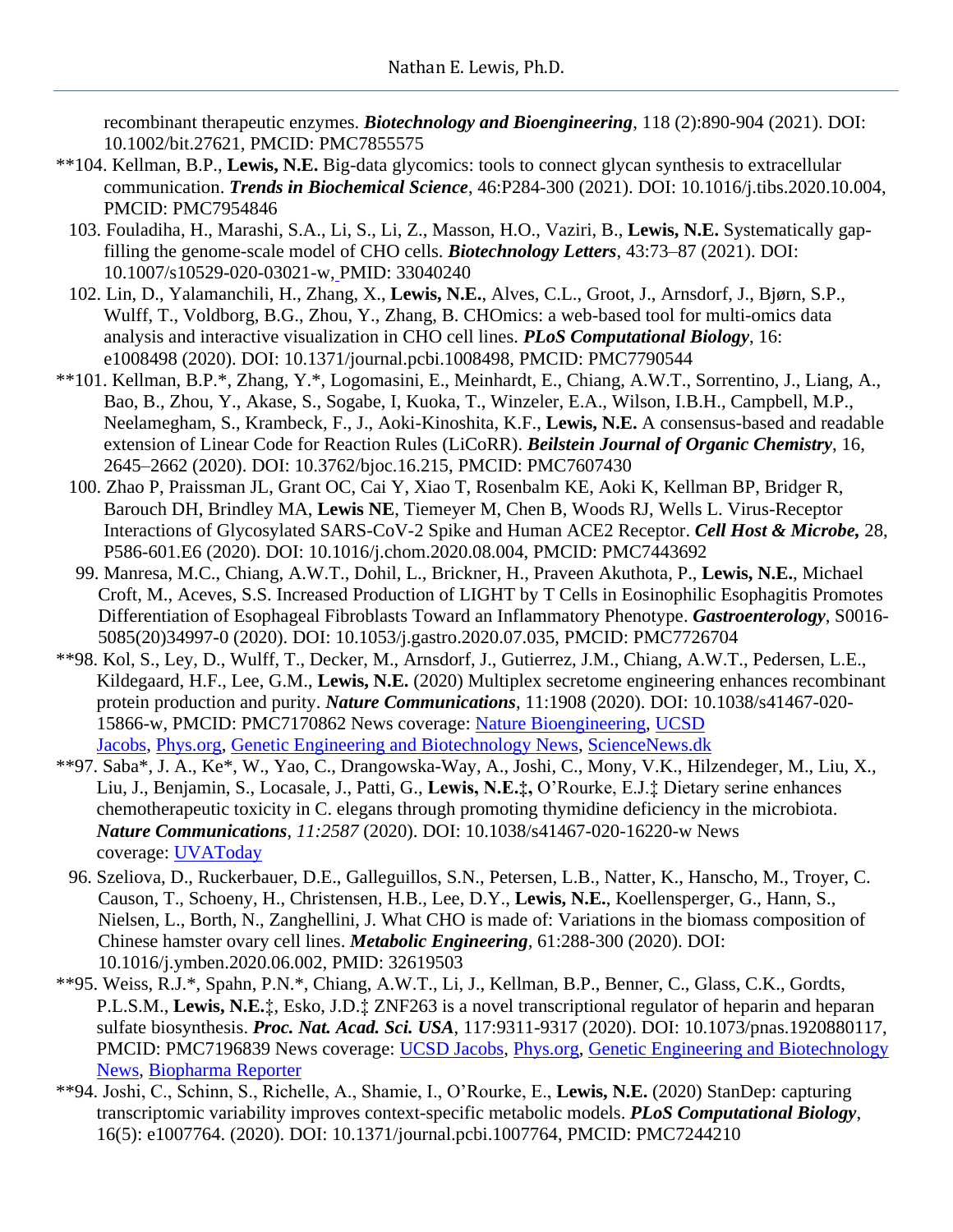recombinant therapeutic enzymes. ***Biotechnology and Bioengineering***, 118 (2):890-904 (2021). DOI: 10.1002/bit.27621, PMCID: PMC7855575

**104. Kellman, B.P., **Lewis, N.E.** Big-data glycomics: tools to connect glycan synthesis to extracellular communication. ***Trends in Biochemical Science***, 46:P284-300 (2021). DOI: 10.1016/j.tibs.2020.10.004, PMCID: PMC7954846

103. Fouladiha, H., Marashi, S.A., Li, S., Li, Z., Masson, H.O., Vaziri, B., **Lewis, N.E.** Systematically gap-filling the genome-scale model of CHO cells. ***Biotechnology Letters***, 43:73–87 (2021). DOI: 10.1007/s10529-020-03021-w, PMID: 33040240

102. Lin, D., Yalamanchili, H., Zhang, X., **Lewis, N.E.**, Alves, C.L., Groot, J., Arnsdorf, J., Bjørn, S.P., Wulff, T., Voldborg, B.G., Zhou, Y., Zhang, B. CHOmics: a web-based tool for multi-omics data analysis and interactive visualization in CHO cell lines. ***PLoS Computational Biology***, 16: e1008498 (2020). DOI: 10.1371/journal.pcbi.1008498, PMCID: PMC7790544

**101. Kellman, B.P.*, Zhang, Y.*, Logomasini, E., Meinhardt, E., Chiang, A.W.T., Sorrentino, J., Liang, A., Bao, B., Zhou, Y., Akase, S., Sogabe, I, Kuoka, T., Winzeler, E.A., Wilson, I.B.H., Campbell, M.P., Neelamegham, S., Krambeck, F., J., Aoki-Kinoshita, K.F., **Lewis, N.E.** A consensus-based and readable extension of Linear Code for Reaction Rules (LiCoRR). ***Beilstein Journal of Organic Chemistry***, 16, 2645–2662 (2020). DOI: 10.3762/bjoc.16.215, PMCID: PMC7607430

100. Zhao P, Praissman JL, Grant OC, Cai Y, Xiao T, Rosenbalm KE, Aoki K, Kellman BP, Bridger R, Barouch DH, Brindley MA, **Lewis NE**, Tiemeyer M, Chen B, Woods RJ, Wells L. Virus-Receptor Interactions of Glycosylated SARS-CoV-2 Spike and Human ACE2 Receptor. ***Cell Host & Microbe,*** 28, P586-601.E6 (2020). DOI: 10.1016/j.chom.2020.08.004, PMCID: PMC7443692

99. Manresa, M.C., Chiang, A.W.T., Dohil, L., Brickner, H., Praveen Akuthota, P., **Lewis, N.E.**, Michael Croft, M., Aceves, S.S. Increased Production of LIGHT by T Cells in Eosinophilic Esophagitis Promotes Differentiation of Esophageal Fibroblasts Toward an Inflammatory Phenotype. ***Gastroenterology***, S0016-5085(20)34997-0 (2020). DOI: 10.1053/j.gastro.2020.07.035, PMCID: PMC7726704

**98. Kol, S., Ley, D., Wulff, T., Decker, M., Arnsdorf, J., Gutierrez, J.M., Chiang, A.W.T., Pedersen, L.E., Kildegaard, H.F., Lee, G.M., **Lewis, N.E.** (2020) Multiplex secretome engineering enhances recombinant protein production and purity. ***Nature Communications***, 11:1908 (2020). DOI: 10.1038/s41467-020-15866-w, PMCID: PMC7170862 News coverage: Nature Bioengineering, UCSD Jacobs, Phys.org, Genetic Engineering and Biotechnology News, ScienceNews.dk

**97. Saba*, J. A., Ke*, W., Yao, C., Drangowska-Way, A., Joshi, C., Mony, V.K., Hilzendeger, M., Liu, X., Liu, J., Benjamin, S., Locasale, J., Patti, G., **Lewis, N.E.‡,** O'Rourke, E.J.‡ Dietary serine enhances chemotherapeutic toxicity in C. elegans through promoting thymidine deficiency in the microbiota. ***Nature Communications***, *11:2587* (2020). DOI: 10.1038/s41467-020-16220-w News coverage: UVAToday

96. Szeliova, D., Ruckerbauer, D.E., Galleguillos, S.N., Petersen, L.B., Natter, K., Hanscho, M., Troyer, C. Causon, T., Schoeny, H., Christensen, H.B., Lee, D.Y., **Lewis, N.E.**, Koellensperger, G., Hann, S., Nielsen, L., Borth, N., Zanghellini, J. What CHO is made of: Variations in the biomass composition of Chinese hamster ovary cell lines. ***Metabolic Engineering***, 61:288-300 (2020). DOI: 10.1016/j.ymben.2020.06.002, PMID: 32619503

**95. Weiss, R.J.*, Spahn, P.N.*, Chiang, A.W.T., Li, J., Kellman, B.P., Benner, C., Glass, C.K., Gordts, P.L.S.M., **Lewis, N.E.**‡, Esko, J.D.‡ ZNF263 is a novel transcriptional regulator of heparin and heparan sulfate biosynthesis. ***Proc. Nat. Acad. Sci. USA***, 117:9311-9317 (2020). DOI: 10.1073/pnas.1920880117, PMCID: PMC7196839 News coverage: UCSD Jacobs, Phys.org, Genetic Engineering and Biotechnology News, Biopharma Reporter

**94. Joshi, C., Schinn, S., Richelle, A., Shamie, I., O'Rourke, E., **Lewis, N.E.** (2020) StanDep: capturing transcriptomic variability improves context-specific metabolic models. ***PLoS Computational Biology***, 16(5): e1007764. (2020). DOI: 10.1371/journal.pcbi.1007764, PMCID: PMC7244210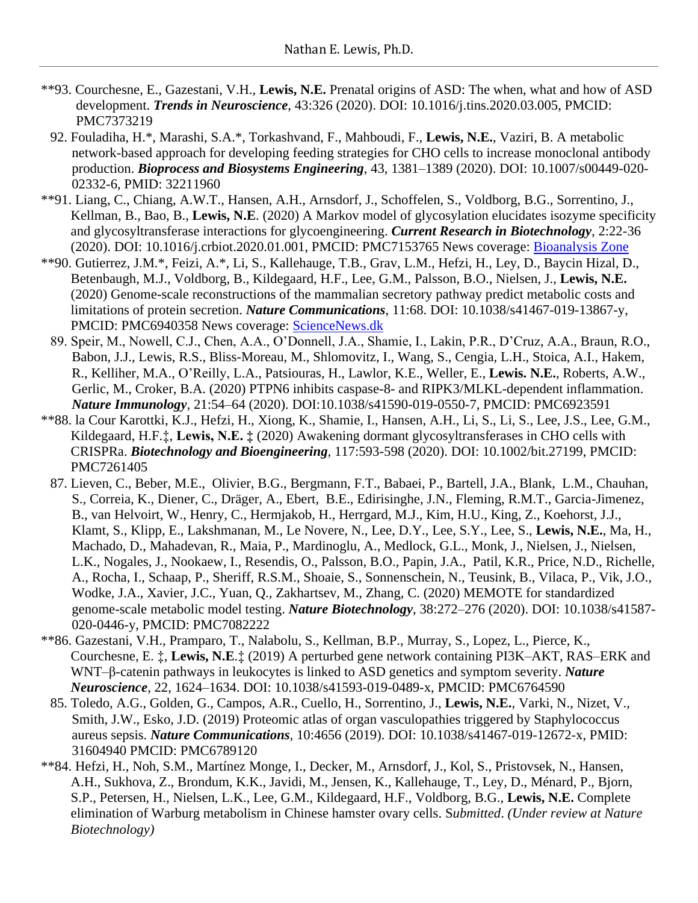**93. Courchesne, E., Gazestani, V.H., **Lewis, N.E.** Prenatal origins of ASD: The when, what and how of ASD development. ***Trends in Neuroscience***, 43:326 (2020). DOI: 10.1016/j.tins.2020.03.005, PMCID: PMC7373219

92. Fouladiha, H.*, Marashi, S.A.*, Torkashvand, F., Mahboudi, F., **Lewis, N.E.**, Vaziri, B. A metabolic network-based approach for developing feeding strategies for CHO cells to increase monoclonal antibody production. ***Bioprocess and Biosystems Engineering***, 43, 1381–1389 (2020). DOI: 10.1007/s00449-020-02332-6, PMID: 32211960

**91. Liang, C., Chiang, A.W.T., Hansen, A.H., Arnsdorf, J., Schoffelen, S., Voldborg, B.G., Sorrentino, J., Kellman, B., Bao, B., **Lewis, N.E**. (2020) A Markov model of glycosylation elucidates isozyme specificity and glycosyltransferase interactions for glycoengineering. ***Current Research in Biotechnology***, 2:22-36 (2020). DOI: 10.1016/j.crbiot.2020.01.001, PMCID: PMC7153765 News coverage: Bioanalysis Zone

**90. Gutierrez, J.M.*, Feizi, A.*, Li, S., Kallehauge, T.B., Grav, L.M., Hefzi, H., Ley, D., Baycin Hizal, D., Betenbaugh, M.J., Voldborg, B., Kildegaard, H.F., Lee, G.M., Palsson, B.O., Nielsen, J., **Lewis, N.E.** (2020) Genome-scale reconstructions of the mammalian secretory pathway predict metabolic costs and limitations of protein secretion. ***Nature Communications***, 11:68. DOI: 10.1038/s41467-019-13867-y, PMCID: PMC6940358 News coverage: ScienceNews.dk

89. Speir, M., Nowell, C.J., Chen, A.A., O'Donnell, J.A., Shamie, I., Lakin, P.R., D'Cruz, A.A., Braun, R.O., Babon, J.J., Lewis, R.S., Bliss-Moreau, M., Shlomovitz, I., Wang, S., Cengia, L.H., Stoica, A.I., Hakem, R., Kelliher, M.A., O'Reilly, L.A., Patsiouras, H., Lawlor, K.E., Weller, E., **Lewis. N.E.**, Roberts, A.W., Gerlic, M., Croker, B.A. (2020) PTPN6 inhibits caspase-8- and RIPK3/MLKL-dependent inflammation. ***Nature Immunology***, 21:54–64 (2020). DOI:10.1038/s41590-019-0550-7, PMCID: PMC6923591

**88. la Cour Karottki, K.J., Hefzi, H., Xiong, K., Shamie, I., Hansen, A.H., Li, S., Li, S., Lee, J.S., Lee, G.M., Kildegaard, H.F.‡, **Lewis, N.E. ‡** (2020) Awakening dormant glycosyltransferases in CHO cells with CRISPRa. ***Biotechnology and Bioengineering***, 117:593-598 (2020). DOI: 10.1002/bit.27199, PMCID: PMC7261405

87. Lieven, C., Beber, M.E., Olivier, B.G., Bergmann, F.T., Babaei, P., Bartell, J.A., Blank, L.M., Chauhan, S., Correia, K., Diener, C., Dräger, A., Ebert, B.E., Edirisinghe, J.N., Fleming, R.M.T., Garcia-Jimenez, B., van Helvoirt, W., Henry, C., Hermjakob, H., Herrgard, M.J., Kim, H.U., King, Z., Koehorst, J.J., Klamt, S., Klipp, E., Lakshmanan, M., Le Novere, N., Lee, D.Y., Lee, S.Y., Lee, S., **Lewis, N.E.**, Ma, H., Machado, D., Mahadevan, R., Maia, P., Mardinoglu, A., Medlock, G.L., Monk, J., Nielsen, J., Nielsen, L.K., Nogales, J., Nookaew, I., Resendis, O., Palsson, B.O., Papin, J.A., Patil, K.R., Price, N.D., Richelle, A., Rocha, I., Schaap, P., Sheriff, R.S.M., Shoaie, S., Sonnenschein, N., Teusink, B., Vilaca, P., Vik, J.O., Wodke, J.A., Xavier, J.C., Yuan, Q., Zakhartsev, M., Zhang, C. (2020) MEMOTE for standardized genome-scale metabolic model testing. ***Nature Biotechnology***, 38:272–276 (2020). DOI: 10.1038/s41587-020-0446-y, PMCID: PMC7082222

**86. Gazestani, V.H., Pramparo, T., Nalabolu, S., Kellman, B.P., Murray, S., Lopez, L., Pierce, K., Courchesne, E. ‡, **Lewis, N.E**.‡ (2019) A perturbed gene network containing PI3K–AKT, RAS–ERK and WNT–β-catenin pathways in leukocytes is linked to ASD genetics and symptom severity. ***Nature Neuroscience***, 22, 1624–1634. DOI: 10.1038/s41593-019-0489-x, PMCID: PMC6764590

85. Toledo, A.G., Golden, G., Campos, A.R., Cuello, H., Sorrentino, J., **Lewis, N.E.**, Varki, N., Nizet, V., Smith, J.W., Esko, J.D. (2019) Proteomic atlas of organ vasculopathies triggered by Staphylococcus aureus sepsis. ***Nature Communications***, 10:4656 (2019). DOI: 10.1038/s41467-019-12672-x, PMID: 31604940 PMCID: PMC6789120

**84. Hefzi, H., Noh, S.M., Martínez Monge, I., Decker, M., Arnsdorf, J., Kol, S., Pristovsek, N., Hansen, A.H., Sukhova, Z., Brondum, K.K., Javidi, M., Jensen, K., Kallehauge, T., Ley, D., Ménard, P., Bjorn, S.P., Petersen, H., Nielsen, L.K., Lee, G.M., Kildegaard, H.F., Voldborg, B.G., **Lewis, N.E.** Complete elimination of Warburg metabolism in Chinese hamster ovary cells. S*ubmitted*. *(Under review at Nature Biotechnology)*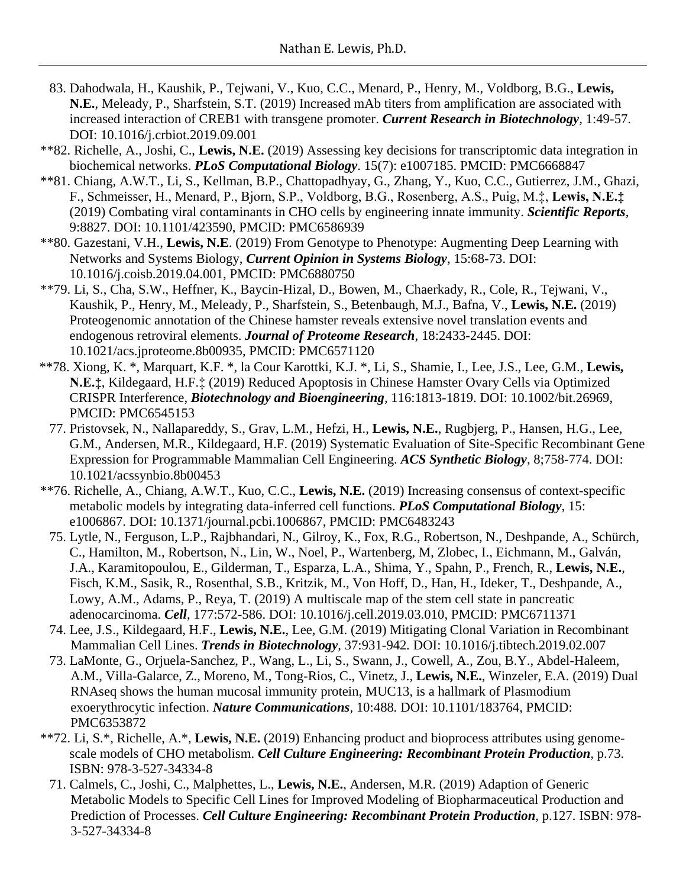83. Dahodwala, H., Kaushik, P., Tejwani, V., Kuo, C.C., Menard, P., Henry, M., Voldborg, B.G., **Lewis, N.E.**, Meleady, P., Sharfstein, S.T. (2019) Increased mAb titers from amplification are associated with increased interaction of CREB1 with transgene promoter. ***Current Research in Biotechnology***, 1:49-57. DOI: 10.1016/j.crbiot.2019.09.001

**82. Richelle, A., Joshi, C., **Lewis, N.E.** (2019) Assessing key decisions for transcriptomic data integration in biochemical networks. ***PLoS Computational Biology***. 15(7): e1007185. PMCID: PMC6668847

**81. Chiang, A.W.T., Li, S., Kellman, B.P., Chattopadhyay, G., Zhang, Y., Kuo, C.C., Gutierrez, J.M., Ghazi, F., Schmeisser, H., Menard, P., Bjorn, S.P., Voldborg, B.G., Rosenberg, A.S., Puig, M.‡, **Lewis, N.E.‡** (2019) Combating viral contaminants in CHO cells by engineering innate immunity. ***Scientific Reports***, 9:8827. DOI: 10.1101/423590, PMCID: PMC6586939

**80. Gazestani, V.H., **Lewis, N.E**. (2019) From Genotype to Phenotype: Augmenting Deep Learning with Networks and Systems Biology, ***Current Opinion in Systems Biology***, 15:68-73. DOI: 10.1016/j.coisb.2019.04.001, PMCID: PMC6880750

**79. Li, S., Cha, S.W., Heffner, K., Baycin-Hizal, D., Bowen, M., Chaerkady, R., Cole, R., Tejwani, V., Kaushik, P., Henry, M., Meleady, P., Sharfstein, S., Betenbaugh, M.J., Bafna, V., **Lewis, N.E.** (2019) Proteogenomic annotation of the Chinese hamster reveals extensive novel translation events and endogenous retroviral elements. ***Journal of Proteome Research***, 18:2433-2445. DOI: 10.1021/acs.jproteome.8b00935, PMCID: PMC6571120

**78. Xiong, K. *, Marquart, K.F. *, la Cour Karottki, K.J. *, Li, S., Shamie, I., Lee, J.S., Lee, G.M., **Lewis, N.E.‡**, Kildegaard, H.F.‡ (2019) Reduced Apoptosis in Chinese Hamster Ovary Cells via Optimized CRISPR Interference, ***Biotechnology and Bioengineering***, 116:1813-1819. DOI: 10.1002/bit.26969, PMCID: PMC6545153

77. Pristovsek, N., Nallapareddy, S., Grav, L.M., Hefzi, H., **Lewis, N.E.**, Rugbjerg, P., Hansen, H.G., Lee, G.M., Andersen, M.R., Kildegaard, H.F. (2019) Systematic Evaluation of Site-Specific Recombinant Gene Expression for Programmable Mammalian Cell Engineering. ***ACS Synthetic Biology***, 8;758-774. DOI: 10.1021/acssynbio.8b00453

**76. Richelle, A., Chiang, A.W.T., Kuo, C.C., **Lewis, N.E.** (2019) Increasing consensus of context-specific metabolic models by integrating data-inferred cell functions. ***PLoS Computational Biology***, 15: e1006867. DOI: 10.1371/journal.pcbi.1006867, PMCID: PMC6483243

75. Lytle, N., Ferguson, L.P., Rajbhandari, N., Gilroy, K., Fox, R.G., Robertson, N., Deshpande, A., Schürch, C., Hamilton, M., Robertson, N., Lin, W., Noel, P., Wartenberg, M, Zlobec, I., Eichmann, M., Galván, J.A., Karamitopoulou, E., Gilderman, T., Esparza, L.A., Shima, Y., Spahn, P., French, R., **Lewis, N.E.**, Fisch, K.M., Sasik, R., Rosenthal, S.B., Kritzik, M., Von Hoff, D., Han, H., Ideker, T., Deshpande, A., Lowy, A.M., Adams, P., Reya, T. (2019) A multiscale map of the stem cell state in pancreatic adenocarcinoma. ***Cell***, 177:572-586. DOI: 10.1016/j.cell.2019.03.010, PMCID: PMC6711371

74. Lee, J.S., Kildegaard, H.F., **Lewis, N.E.**, Lee, G.M. (2019) Mitigating Clonal Variation in Recombinant Mammalian Cell Lines. ***Trends in Biotechnology***, 37:931-942. DOI: 10.1016/j.tibtech.2019.02.007

73. LaMonte, G., Orjuela-Sanchez, P., Wang, L., Li, S., Swann, J., Cowell, A., Zou, B.Y., Abdel-Haleem, A.M., Villa-Galarce, Z., Moreno, M., Tong-Rios, C., Vinetz, J., **Lewis, N.E.**, Winzeler, E.A. (2019) Dual RNAseq shows the human mucosal immunity protein, MUC13, is a hallmark of Plasmodium exoerythrocytic infection. ***Nature Communications***, 10:488. DOI: 10.1101/183764, PMCID: PMC6353872

**72. Li, S.*, Richelle, A.*, **Lewis, N.E.** (2019) Enhancing product and bioprocess attributes using genome-scale models of CHO metabolism. ***Cell Culture Engineering: Recombinant Protein Production***, p.73. ISBN: 978-3-527-34334-8

71. Calmels, C., Joshi, C., Malphettes, L., **Lewis, N.E.**, Andersen, M.R. (2019) Adaption of Generic Metabolic Models to Specific Cell Lines for Improved Modeling of Biopharmaceutical Production and Prediction of Processes. ***Cell Culture Engineering: Recombinant Protein Production***, p.127. ISBN: 978-3-527-34334-8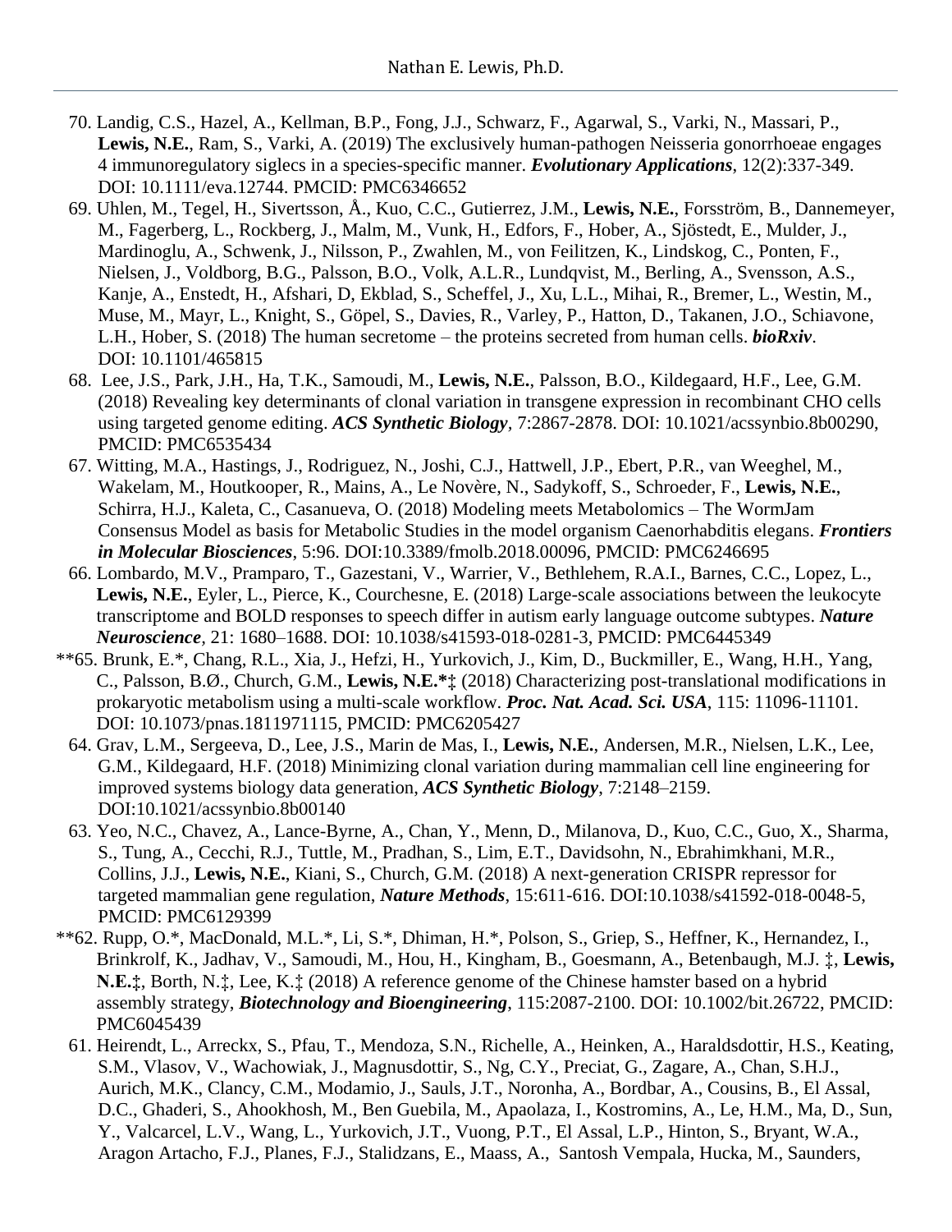70. Landig, C.S., Hazel, A., Kellman, B.P., Fong, J.J., Schwarz, F., Agarwal, S., Varki, N., Massari, P., **Lewis, N.E.**, Ram, S., Varki, A. (2019) The exclusively human-pathogen Neisseria gonorrhoeae engages 4 immunoregulatory siglecs in a species-specific manner. ***Evolutionary Applications***, 12(2):337-349. DOI: 10.1111/eva.12744. PMCID: PMC6346652

69. Uhlen, M., Tegel, H., Sivertsson, Å., Kuo, C.C., Gutierrez, J.M., **Lewis, N.E.**, Forsström, B., Dannemeyer, M., Fagerberg, L., Rockberg, J., Malm, M., Vunk, H., Edfors, F., Hober, A., Sjöstedt, E., Mulder, J., Mardinoglu, A., Schwenk, J., Nilsson, P., Zwahlen, M., von Feilitzen, K., Lindskog, C., Ponten, F., Nielsen, J., Voldborg, B.G., Palsson, B.O., Volk, A.L.R., Lundqvist, M., Berling, A., Svensson, A.S., Kanje, A., Enstedt, H., Afshari, D, Ekblad, S., Scheffel, J., Xu, L.L., Mihai, R., Bremer, L., Westin, M., Muse, M., Mayr, L., Knight, S., Göpel, S., Davies, R., Varley, P., Hatton, D., Takanen, J.O., Schiavone, L.H., Hober, S. (2018) The human secretome – the proteins secreted from human cells. ***bioRxiv***. DOI: 10.1101/465815

68. Lee, J.S., Park, J.H., Ha, T.K., Samoudi, M., **Lewis, N.E.**, Palsson, B.O., Kildegaard, H.F., Lee, G.M. (2018) Revealing key determinants of clonal variation in transgene expression in recombinant CHO cells using targeted genome editing. ***ACS Synthetic Biology***, 7:2867-2878. DOI: 10.1021/acssynbio.8b00290, PMCID: PMC6535434

67. Witting, M.A., Hastings, J., Rodriguez, N., Joshi, C.J., Hattwell, J.P., Ebert, P.R., van Weeghel, M., Wakelam, M., Houtkooper, R., Mains, A., Le Novère, N., Sadykoff, S., Schroeder, F., **Lewis, N.E.**, Schirra, H.J., Kaleta, C., Casanueva, O. (2018) Modeling meets Metabolomics – The WormJam Consensus Model as basis for Metabolic Studies in the model organism Caenorhabditis elegans. ***Frontiers in Molecular Biosciences***, 5:96. DOI:10.3389/fmolb.2018.00096, PMCID: PMC6246695

66. Lombardo, M.V., Pramparo, T., Gazestani, V., Warrier, V., Bethlehem, R.A.I., Barnes, C.C., Lopez, L., **Lewis, N.E.**, Eyler, L., Pierce, K., Courchesne, E. (2018) Large-scale associations between the leukocyte transcriptome and BOLD responses to speech differ in autism early language outcome subtypes. ***Nature Neuroscience***, 21: 1680–1688. DOI: 10.1038/s41593-018-0281-3, PMCID: PMC6445349

**65. Brunk, E.*, Chang, R.L., Xia, J., Hefzi, H., Yurkovich, J., Kim, D., Buckmiller, E., Wang, H.H., Yang, C., Palsson, B.Ø., Church, G.M., **Lewis, N.E.*‡** (2018) Characterizing post-translational modifications in prokaryotic metabolism using a multi-scale workflow. ***Proc. Nat. Acad. Sci. USA***, 115: 11096-11101. DOI: 10.1073/pnas.1811971115, PMCID: PMC6205427

64. Grav, L.M., Sergeeva, D., Lee, J.S., Marin de Mas, I., **Lewis, N.E.**, Andersen, M.R., Nielsen, L.K., Lee, G.M., Kildegaard, H.F. (2018) Minimizing clonal variation during mammalian cell line engineering for improved systems biology data generation, ***ACS Synthetic Biology***, 7:2148–2159. DOI:10.1021/acssynbio.8b00140

63. Yeo, N.C., Chavez, A., Lance-Byrne, A., Chan, Y., Menn, D., Milanova, D., Kuo, C.C., Guo, X., Sharma, S., Tung, A., Cecchi, R.J., Tuttle, M., Pradhan, S., Lim, E.T., Davidsohn, N., Ebrahimkhani, M.R., Collins, J.J., **Lewis, N.E.**, Kiani, S., Church, G.M. (2018) A next-generation CRISPR repressor for targeted mammalian gene regulation, ***Nature Methods***, 15:611-616. DOI:10.1038/s41592-018-0048-5, PMCID: PMC6129399

**62. Rupp, O.*, MacDonald, M.L.*, Li, S.*, Dhiman, H.*, Polson, S., Griep, S., Heffner, K., Hernandez, I., Brinkrolf, K., Jadhav, V., Samoudi, M., Hou, H., Kingham, B., Goesmann, A., Betenbaugh, M.J. ‡, **Lewis, N.E.‡**, Borth, N.‡, Lee, K.‡ (2018) A reference genome of the Chinese hamster based on a hybrid assembly strategy, ***Biotechnology and Bioengineering***, 115:2087-2100. DOI: 10.1002/bit.26722, PMCID: PMC6045439

61. Heirendt, L., Arreckx, S., Pfau, T., Mendoza, S.N., Richelle, A., Heinken, A., Haraldsdottir, H.S., Keating, S.M., Vlasov, V., Wachowiak, J., Magnusdottir, S., Ng, C.Y., Preciat, G., Zagare, A., Chan, S.H.J., Aurich, M.K., Clancy, C.M., Modamio, J., Sauls, J.T., Noronha, A., Bordbar, A., Cousins, B., El Assal, D.C., Ghaderi, S., Ahookhosh, M., Ben Guebila, M., Apaolaza, I., Kostromins, A., Le, H.M., Ma, D., Sun, Y., Valcarcel, L.V., Wang, L., Yurkovich, J.T., Vuong, P.T., El Assal, L.P., Hinton, S., Bryant, W.A., Aragon Artacho, F.J., Planes, F.J., Stalidzans, E., Maass, A., Santosh Vempala, Hucka, M., Saunders,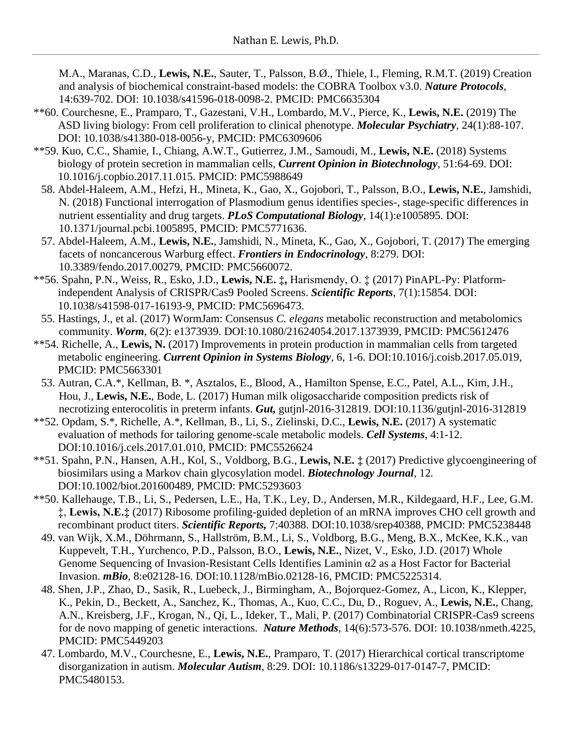M.A., Maranas, C.D., **Lewis, N.E.**, Sauter, T., Palsson, B.Ø., Thiele, I., Fleming, R.M.T. (2019) Creation and analysis of biochemical constraint-based models: the COBRA Toolbox v3.0. ***Nature Protocols***, 14:639-702. DOI: 10.1038/s41596-018-0098-2. PMCID: PMC6635304

**60. Courchesne, E., Pramparo, T., Gazestani, V.H., Lombardo, M.V., Pierce, K., **Lewis, N.E.** (2019) The ASD living biology: From cell proliferation to clinical phenotype. ***Molecular Psychiatry***, 24(1):88-107. DOI: 10.1038/s41380-018-0056-y, PMCID: PMC6309606

**59. Kuo, C.C., Shamie, I., Chiang, A.W.T., Gutierrez, J.M., Samoudi, M., **Lewis, N.E.** (2018) Systems biology of protein secretion in mammalian cells, ***Current Opinion in Biotechnology***, 51:64-69. DOI: 10.1016/j.copbio.2017.11.015. PMCID: PMC5988649

58. Abdel-Haleem, A.M., Hefzi, H., Mineta, K., Gao, X., Gojobori, T., Palsson, B.O., **Lewis, N.E.**, Jamshidi, N. (2018) Functional interrogation of Plasmodium genus identifies species-, stage-specific differences in nutrient essentiality and drug targets. ***PLoS Computational Biology***, 14(1):e1005895. DOI: 10.1371/journal.pcbi.1005895, PMCID: PMC5771636.

57. Abdel-Haleem, A.M., **Lewis, N.E.**, Jamshidi, N., Mineta, K., Gao, X., Gojobori, T. (2017) The emerging facets of noncancerous Warburg effect. ***Frontiers in Endocrinology***, 8:279. DOI: 10.3389/fendo.2017.00279, PMCID: PMC5660072.

**56. Spahn, P.N., Weiss, R., Esko, J.D., **Lewis, N.E. ‡,** Harismendy, O. ‡ (2017) PinAPL-Py: Platform-independent Analysis of CRISPR/Cas9 Pooled Screens. ***Scientific Reports***, 7(1):15854. DOI: 10.1038/s41598-017-16193-9, PMCID: PMC5696473.

55. Hastings, J., et al. (2017) WormJam: Consensus *C. elegans* metabolic reconstruction and metabolomics community. ***Worm***, 6(2): e1373939. DOI:10.1080/21624054.2017.1373939, PMCID: PMC5612476

**54. Richelle, A., **Lewis, N.** (2017) Improvements in protein production in mammalian cells from targeted metabolic engineering. ***Current Opinion in Systems Biology***, 6, 1-6. DOI:10.1016/j.coisb.2017.05.019, PMCID: PMC5663301

53. Autran, C.A.*, Kellman, B. *, Asztalos, E., Blood, A., Hamilton Spense, E.C., Patel, A.L., Kim, J.H., Hou, J., **Lewis, N.E.**, Bode, L. (2017) Human milk oligosaccharide composition predicts risk of necrotizing enterocolitis in preterm infants. ***Gut,*** gutjnl-2016-312819. DOI:10.1136/gutjnl-2016-312819

**52. Opdam, S.*, Richelle, A.*, Kellman, B., Li, S., Zielinski, D.C., **Lewis, N.E.** (2017) A systematic evaluation of methods for tailoring genome-scale metabolic models. ***Cell Systems***, 4:1-12. DOI:10.1016/j.cels.2017.01.010, PMCID: PMC5526624

**51. Spahn, P.N., Hansen, A.H., Kol, S., Voldborg, B.G., **Lewis, N.E.** ‡ (2017) Predictive glycoengineering of biosimilars using a Markov chain glycosylation model. ***Biotechnology Journal***, 12. DOI:10.1002/biot.201600489, PMCID: PMC5293603

**50. Kallehauge, T.B., Li, S., Pedersen, L.E., Ha, T.K., Ley, D., Andersen, M.R., Kildegaard, H.F., Lee, G.M. ‡, **Lewis, N.E.‡** (2017) Ribosome profiling-guided depletion of an mRNA improves CHO cell growth and recombinant product titers. ***Scientific Reports,*** 7:40388. DOI:10.1038/srep40388, PMCID: PMC5238448

49. van Wijk, X.M., Döhrmann, S., Hallström, B.M., Li, S., Voldborg, B.G., Meng, B.X., McKee, K.K., van Kuppevelt, T.H., Yurchenco, P.D., Palsson, B.O., **Lewis, N.E.**, Nizet, V., Esko, J.D. (2017) Whole Genome Sequencing of Invasion-Resistant Cells Identifies Laminin α2 as a Host Factor for Bacterial Invasion. ***mBio***, 8:e02128-16. DOI:10.1128/mBio.02128-16, PMCID: PMC5225314.

48. Shen, J.P., Zhao, D., Sasik, R., Luebeck, J., Birmingham, A., Bojorquez-Gomez, A., Licon, K., Klepper, K., Pekin, D., Beckett, A., Sanchez, K., Thomas, A., Kuo, C.C., Du, D., Roguev, A., **Lewis, N.E.**, Chang, A.N., Kreisberg, J.F., Krogan, N., Qi, L., Ideker, T., Mali, P. (2017) Combinatorial CRISPR-Cas9 screens for de novo mapping of genetic interactions. ***Nature Methods***, 14(6):573-576. DOI: 10.1038/nmeth.4225, PMCID: PMC5449203

47. Lombardo, M.V., Courchesne, E., **Lewis, N.E.**, Pramparo, T. (2017) Hierarchical cortical transcriptome disorganization in autism. ***Molecular Autism***, 8:29. DOI: 10.1186/s13229-017-0147-7, PMCID: PMC5480153.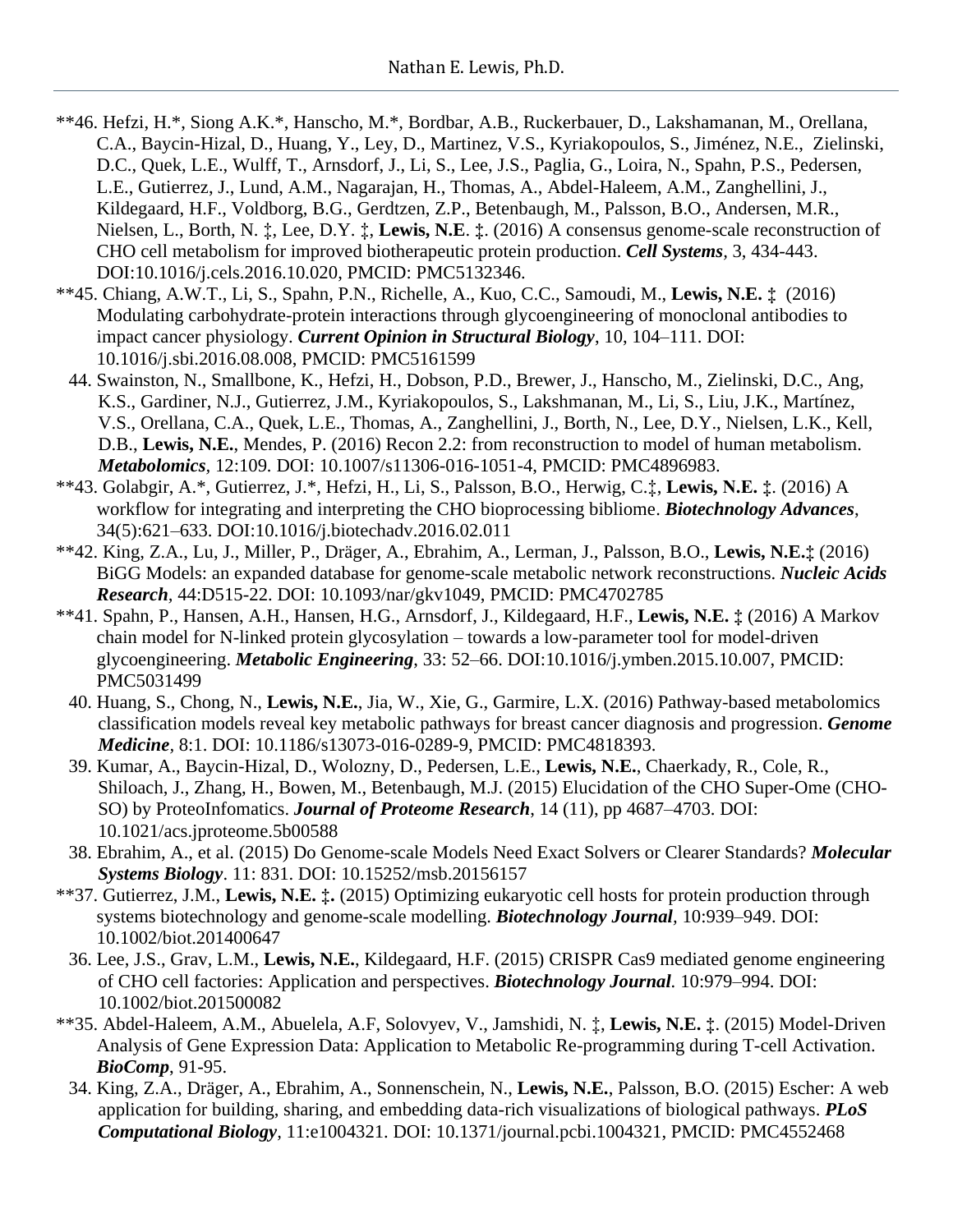**46. Hefzi, H.*, Siong A.K.*, Hanscho, M.*, Bordbar, A.B., Ruckerbauer, D., Lakshamanan, M., Orellana, C.A., Baycin-Hizal, D., Huang, Y., Ley, D., Martinez, V.S., Kyriakopoulos, S., Jiménez, N.E., Zielinski, D.C., Quek, L.E., Wulff, T., Arnsdorf, J., Li, S., Lee, J.S., Paglia, G., Loira, N., Spahn, P.S., Pedersen, L.E., Gutierrez, J., Lund, A.M., Nagarajan, H., Thomas, A., Abdel-Haleem, A.M., Zanghellini, J., Kildegaard, H.F., Voldborg, B.G., Gerdtzen, Z.P., Betenbaugh, M., Palsson, B.O., Andersen, M.R., Nielsen, L., Borth, N. ‡, Lee, D.Y. ‡, **Lewis, N.E**. ‡. (2016) A consensus genome-scale reconstruction of CHO cell metabolism for improved biotherapeutic protein production. ***Cell Systems***, 3, 434-443. DOI:10.1016/j.cels.2016.10.020, PMCID: PMC5132346.

**45. Chiang, A.W.T., Li, S., Spahn, P.N., Richelle, A., Kuo, C.C., Samoudi, M., **Lewis, N.E. ‡** (2016) Modulating carbohydrate-protein interactions through glycoengineering of monoclonal antibodies to impact cancer physiology. ***Current Opinion in Structural Biology***, 10, 104–111. DOI: 10.1016/j.sbi.2016.08.008, PMCID: PMC5161599

44. Swainston, N., Smallbone, K., Hefzi, H., Dobson, P.D., Brewer, J., Hanscho, M., Zielinski, D.C., Ang, K.S., Gardiner, N.J., Gutierrez, J.M., Kyriakopoulos, S., Lakshmanan, M., Li, S., Liu, J.K., Martínez, V.S., Orellana, C.A., Quek, L.E., Thomas, A., Zanghellini, J., Borth, N., Lee, D.Y., Nielsen, L.K., Kell, D.B., **Lewis, N.E.**, Mendes, P. (2016) Recon 2.2: from reconstruction to model of human metabolism. ***Metabolomics***, 12:109. DOI: 10.1007/s11306-016-1051-4, PMCID: PMC4896983.

**43. Golabgir, A.*, Gutierrez, J.*, Hefzi, H., Li, S., Palsson, B.O., Herwig, C.‡, **Lewis, N.E.** ‡. (2016) A workflow for integrating and interpreting the CHO bioprocessing bibliome. ***Biotechnology Advances***, 34(5):621–633. DOI:10.1016/j.biotechadv.2016.02.011

**42. King, Z.A., Lu, J., Miller, P., Dräger, A., Ebrahim, A., Lerman, J., Palsson, B.O., **Lewis, N.E.‡** (2016) BiGG Models: an expanded database for genome-scale metabolic network reconstructions. ***Nucleic Acids Research***, 44:D515-22. DOI: 10.1093/nar/gkv1049, PMCID: PMC4702785

**41. Spahn, P., Hansen, A.H., Hansen, H.G., Arnsdorf, J., Kildegaard, H.F., **Lewis, N.E. ‡** (2016) A Markov chain model for N-linked protein glycosylation – towards a low-parameter tool for model-driven glycoengineering. ***Metabolic Engineering***, 33: 52–66. DOI:10.1016/j.ymben.2015.10.007, PMCID: PMC5031499

40. Huang, S., Chong, N., **Lewis, N.E.**, Jia, W., Xie, G., Garmire, L.X. (2016) Pathway-based metabolomics classification models reveal key metabolic pathways for breast cancer diagnosis and progression. ***Genome Medicine***, 8:1. DOI: 10.1186/s13073-016-0289-9, PMCID: PMC4818393.

39. Kumar, A., Baycin-Hizal, D., Wolozny, D., Pedersen, L.E., **Lewis, N.E.**, Chaerkady, R., Cole, R., Shiloach, J., Zhang, H., Bowen, M., Betenbaugh, M.J. (2015) Elucidation of the CHO Super-Ome (CHO-SO) by ProteoInfomatics. ***Journal of Proteome Research***, 14 (11), pp 4687–4703. DOI: 10.1021/acs.jproteome.5b00588

38. Ebrahim, A., et al. (2015) Do Genome-scale Models Need Exact Solvers or Clearer Standards? ***Molecular Systems Biology***. 11: 831. DOI: 10.15252/msb.20156157

**37. Gutierrez, J.M., **Lewis, N.E. ‡.** (2015) Optimizing eukaryotic cell hosts for protein production through systems biotechnology and genome-scale modelling. ***Biotechnology Journal***, 10:939–949. DOI: 10.1002/biot.201400647

36. Lee, J.S., Grav, L.M., **Lewis, N.E.**, Kildegaard, H.F. (2015) CRISPR Cas9 mediated genome engineering of CHO cell factories: Application and perspectives. ***Biotechnology Journal***. 10:979–994. DOI: 10.1002/biot.201500082

**35. Abdel-Haleem, A.M., Abuelela, A.F, Solovyev, V., Jamshidi, N. ‡, **Lewis, N.E. ‡**. (2015) Model-Driven Analysis of Gene Expression Data: Application to Metabolic Re-programming during T-cell Activation. ***BioComp***, 91-95.

34. King, Z.A., Dräger, A., Ebrahim, A., Sonnenschein, N., **Lewis, N.E.**, Palsson, B.O. (2015) Escher: A web application for building, sharing, and embedding data-rich visualizations of biological pathways. ***PLoS Computational Biology***, 11:e1004321. DOI: 10.1371/journal.pcbi.1004321, PMCID: PMC4552468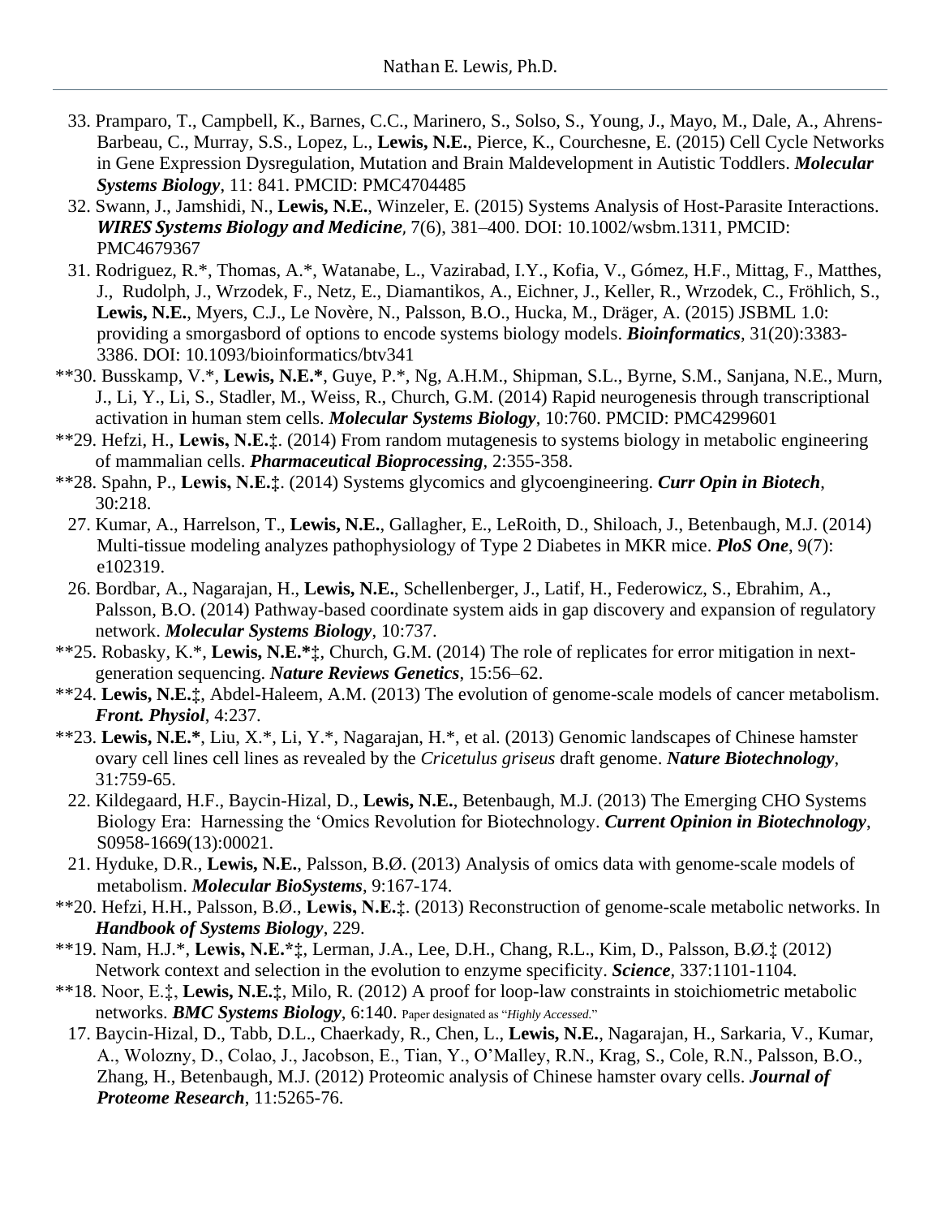33. Pramparo, T., Campbell, K., Barnes, C.C., Marinero, S., Solso, S., Young, J., Mayo, M., Dale, A., Ahrens-Barbeau, C., Murray, S.S., Lopez, L., **Lewis, N.E.**, Pierce, K., Courchesne, E. (2015) Cell Cycle Networks in Gene Expression Dysregulation, Mutation and Brain Maldevelopment in Autistic Toddlers. ***Molecular Systems Biology***, 11: 841. PMCID: PMC4704485

32. Swann, J., Jamshidi, N., **Lewis, N.E.**, Winzeler, E. (2015) Systems Analysis of Host-Parasite Interactions. ***WIRES Systems Biology and Medicine***, 7(6), 381–400. DOI: 10.1002/wsbm.1311, PMCID: PMC4679367

31. Rodriguez, R.*, Thomas, A.*, Watanabe, L., Vazirabad, I.Y., Kofia, V., Gómez, H.F., Mittag, F., Matthes, J., Rudolph, J., Wrzodek, F., Netz, E., Diamantikos, A., Eichner, J., Keller, R., Wrzodek, C., Fröhlich, S., **Lewis, N.E.**, Myers, C.J., Le Novère, N., Palsson, B.O., Hucka, M., Dräger, A. (2015) JSBML 1.0: providing a smorgasbord of options to encode systems biology models. ***Bioinformatics***, 31(20):3383-3386. DOI: 10.1093/bioinformatics/btv341

**30. Busskamp, V.*, **Lewis, N.E.***, Guye, P.*, Ng, A.H.M., Shipman, S.L., Byrne, S.M., Sanjana, N.E., Murn, J., Li, Y., Li, S., Stadler, M., Weiss, R., Church, G.M. (2014) Rapid neurogenesis through transcriptional activation in human stem cells. ***Molecular Systems Biology***, 10:760. PMCID: PMC4299601

**29. Hefzi, H., **Lewis, N.E.**‡. (2014) From random mutagenesis to systems biology in metabolic engineering of mammalian cells. ***Pharmaceutical Bioprocessing***, 2:355-358.

**28. Spahn, P., **Lewis, N.E.**‡. (2014) Systems glycomics and glycoengineering. ***Curr Opin in Biotech***, 30:218.

27. Kumar, A., Harrelson, T., **Lewis, N.E.**, Gallagher, E., LeRoith, D., Shiloach, J., Betenbaugh, M.J. (2014) Multi-tissue modeling analyzes pathophysiology of Type 2 Diabetes in MKR mice. ***PloS One***, 9(7): e102319.

26. Bordbar, A., Nagarajan, H., **Lewis, N.E.**, Schellenberger, J., Latif, H., Federowicz, S., Ebrahim, A., Palsson, B.O. (2014) Pathway-based coordinate system aids in gap discovery and expansion of regulatory network. ***Molecular Systems Biology***, 10:737.

**25. Robasky, K.*, **Lewis, N.E.***‡, Church, G.M. (2014) The role of replicates for error mitigation in next-generation sequencing. ***Nature Reviews Genetics***, 15:56–62.

**24. **Lewis, N.E.**‡, Abdel-Haleem, A.M. (2013) The evolution of genome-scale models of cancer metabolism. ***Front. Physiol***, 4:237.

**23. **Lewis, N.E.***, Liu, X.*, Li, Y.*, Nagarajan, H.*, et al. (2013) Genomic landscapes of Chinese hamster ovary cell lines cell lines as revealed by the *Cricetulus griseus* draft genome. ***Nature Biotechnology***, 31:759-65.

22. Kildegaard, H.F., Baycin-Hizal, D., **Lewis, N.E.**, Betenbaugh, M.J. (2013) The Emerging CHO Systems Biology Era: Harnessing the 'Omics Revolution for Biotechnology. ***Current Opinion in Biotechnology***, S0958-1669(13):00021.

21. Hyduke, D.R., **Lewis, N.E.**, Palsson, B.Ø. (2013) Analysis of omics data with genome-scale models of metabolism. ***Molecular BioSystems***, 9:167-174.

**20. Hefzi, H.H., Palsson, B.Ø., **Lewis, N.E.**‡. (2013) Reconstruction of genome-scale metabolic networks. In ***Handbook of Systems Biology***, 229.

**19. Nam, H.J.*, **Lewis, N.E.***‡, Lerman, J.A., Lee, D.H., Chang, R.L., Kim, D., Palsson, B.Ø.‡ (2012) Network context and selection in the evolution to enzyme specificity. ***Science***, 337:1101-1104.

**18. Noor, E.‡, **Lewis, N.E.**‡, Milo, R. (2012) A proof for loop-law constraints in stoichiometric metabolic networks. ***BMC Systems Biology***, 6:140. Paper designated as "*Highly Accessed*."

17. Baycin-Hizal, D., Tabb, D.L., Chaerkady, R., Chen, L., **Lewis, N.E.**, Nagarajan, H., Sarkaria, V., Kumar, A., Wolozny, D., Colao, J., Jacobson, E., Tian, Y., O'Malley, R.N., Krag, S., Cole, R.N., Palsson, B.O., Zhang, H., Betenbaugh, M.J. (2012) Proteomic analysis of Chinese hamster ovary cells. ***Journal of Proteome Research***, 11:5265-76.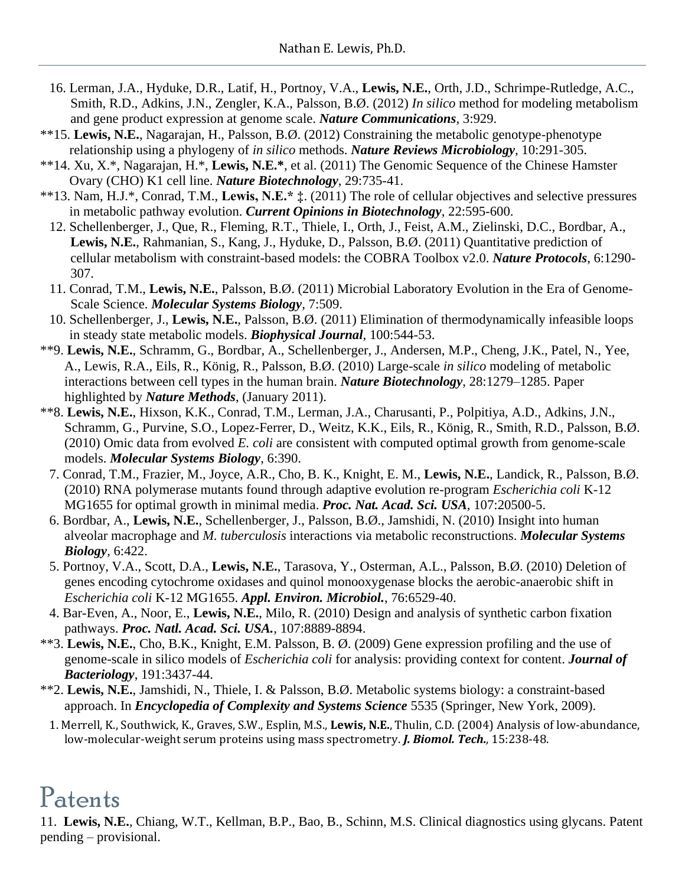16. Lerman, J.A., Hyduke, D.R., Latif, H., Portnoy, V.A., **Lewis, N.E.**, Orth, J.D., Schrimpe-Rutledge, A.C., Smith, R.D., Adkins, J.N., Zengler, K.A., Palsson, B.Ø. (2012) *In silico* method for modeling metabolism and gene product expression at genome scale. ***Nature Communications***, 3:929.

**15. **Lewis, N.E.**, Nagarajan, H., Palsson, B.Ø. (2012) Constraining the metabolic genotype-phenotype relationship using a phylogeny of *in silico* methods. ***Nature Reviews Microbiology***, 10:291-305.

**14. Xu, X.*, Nagarajan, H.*, **Lewis, N.E.***, et al. (2011) The Genomic Sequence of the Chinese Hamster Ovary (CHO) K1 cell line. ***Nature Biotechnology***, 29:735-41.

**13. Nam, H.J.*, Conrad, T.M., **Lewis, N.E.*** ‡. (2011) The role of cellular objectives and selective pressures in metabolic pathway evolution. ***Current Opinions in Biotechnology***, 22:595-600.

12. Schellenberger, J., Que, R., Fleming, R.T., Thiele, I., Orth, J., Feist, A.M., Zielinski, D.C., Bordbar, A., **Lewis, N.E.**, Rahmanian, S., Kang, J., Hyduke, D., Palsson, B.Ø. (2011) Quantitative prediction of cellular metabolism with constraint-based models: the COBRA Toolbox v2.0. ***Nature Protocols***, 6:1290-307.

11. Conrad, T.M., **Lewis, N.E.**, Palsson, B.Ø. (2011) Microbial Laboratory Evolution in the Era of Genome-Scale Science. ***Molecular Systems Biology***, 7:509.

10. Schellenberger, J., **Lewis, N.E.**, Palsson, B.Ø. (2011) Elimination of thermodynamically infeasible loops in steady state metabolic models. ***Biophysical Journal***, 100:544-53.

**9. **Lewis, N.E.**, Schramm, G., Bordbar, A., Schellenberger, J., Andersen, M.P., Cheng, J.K., Patel, N., Yee, A., Lewis, R.A., Eils, R., König, R., Palsson, B.Ø. (2010) Large-scale *in silico* modeling of metabolic interactions between cell types in the human brain. ***Nature Biotechnology***, 28:1279–1285. Paper highlighted by ***Nature Methods***, (January 2011).

**8. **Lewis, N.E.**, Hixson, K.K., Conrad, T.M., Lerman, J.A., Charusanti, P., Polpitiya, A.D., Adkins, J.N., Schramm, G., Purvine, S.O., Lopez-Ferrer, D., Weitz, K.K., Eils, R., König, R., Smith, R.D., Palsson, B.Ø. (2010) Omic data from evolved *E. coli* are consistent with computed optimal growth from genome-scale models. ***Molecular Systems Biology***, 6:390.

7. Conrad, T.M., Frazier, M., Joyce, A.R., Cho, B. K., Knight, E. M., **Lewis, N.E.**, Landick, R., Palsson, B.Ø. (2010) RNA polymerase mutants found through adaptive evolution re-program *Escherichia coli* K-12 MG1655 for optimal growth in minimal media. ***Proc. Nat. Acad. Sci. USA***, 107:20500-5.

6. Bordbar, A., **Lewis, N.E.**, Schellenberger, J., Palsson, B.Ø., Jamshidi, N. (2010) Insight into human alveolar macrophage and *M. tuberculosis* interactions via metabolic reconstructions. ***Molecular Systems Biology***, 6:422.

5. Portnoy, V.A., Scott, D.A., **Lewis, N.E.**, Tarasova, Y., Osterman, A.L., Palsson, B.Ø. (2010) Deletion of genes encoding cytochrome oxidases and quinol monooxygenase blocks the aerobic-anaerobic shift in *Escherichia coli* K-12 MG1655. ***Appl. Environ. Microbiol.***, 76:6529-40.

4. Bar-Even, A., Noor, E., **Lewis, N.E.**, Milo, R. (2010) Design and analysis of synthetic carbon fixation pathways. ***Proc. Natl. Acad. Sci. USA.***, 107:8889-8894.

**3. **Lewis, N.E.**, Cho, B.K., Knight, E.M. Palsson, B. Ø. (2009) Gene expression profiling and the use of genome-scale in silico models of *Escherichia coli* for analysis: providing context for content. ***Journal of Bacteriology***, 191:3437-44.

**2. **Lewis, N.E.**, Jamshidi, N., Thiele, I. & Palsson, B.Ø. Metabolic systems biology: a constraint-based approach. In ***Encyclopedia of Complexity and Systems Science*** 5535 (Springer, New York, 2009).

1. Merrell, K., Southwick, K., Graves, S.W., Esplin, M.S., **Lewis, N.E.**, Thulin, C.D. (2004) Analysis of low-abundance, low-molecular-weight serum proteins using mass spectrometry. ***J. Biomol. Tech.***, 15:238-48.

# Patents

11. **Lewis, N.E.**, Chiang, W.T., Kellman, B.P., Bao, B., Schinn, M.S. Clinical diagnostics using glycans. Patent pending – provisional.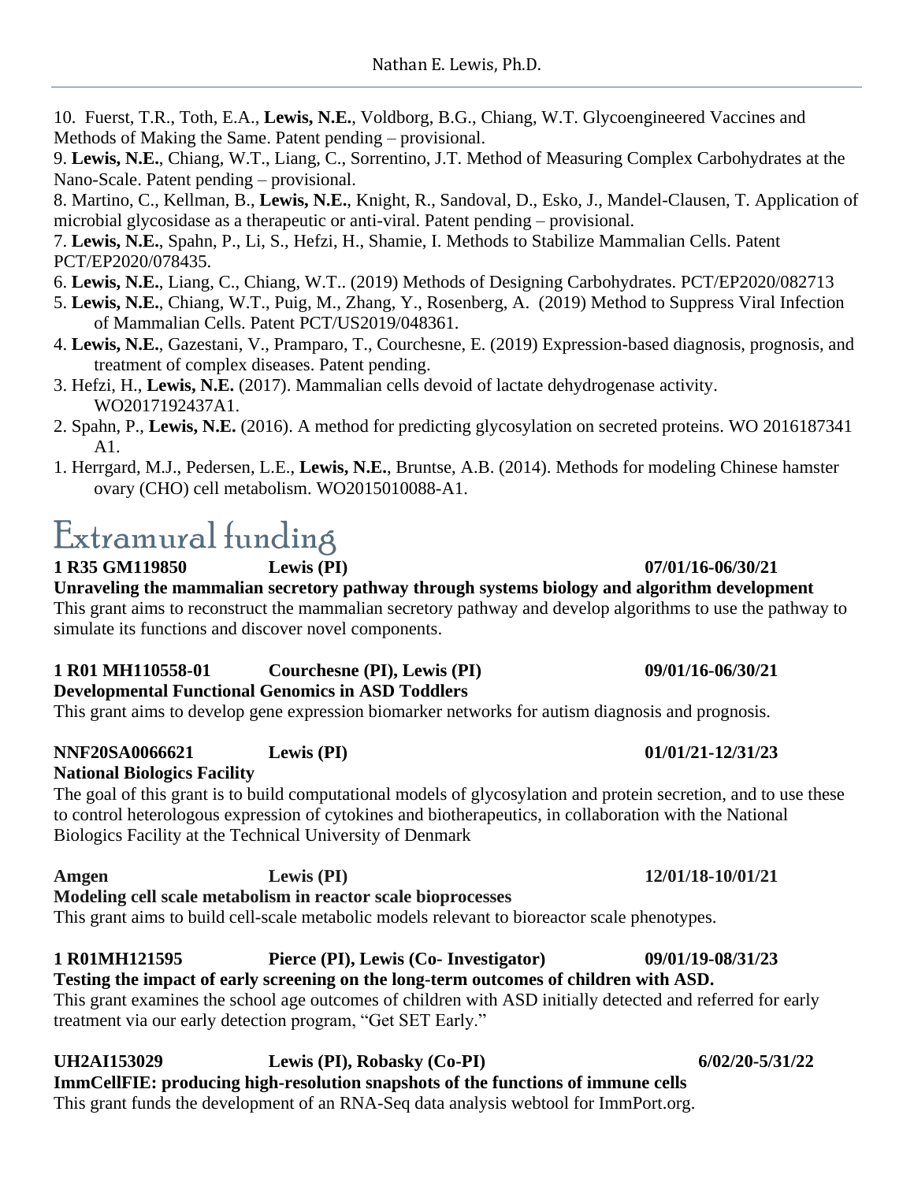10. Fuerst, T.R., Toth, E.A., **Lewis, N.E.**, Voldborg, B.G., Chiang, W.T. Glycoengineered Vaccines and Methods of Making the Same. Patent pending – provisional.

9. **Lewis, N.E.**, Chiang, W.T., Liang, C., Sorrentino, J.T. Method of Measuring Complex Carbohydrates at the Nano-Scale. Patent pending – provisional.

8. Martino, C., Kellman, B., **Lewis, N.E.**, Knight, R., Sandoval, D., Esko, J., Mandel-Clausen, T. Application of microbial glycosidase as a therapeutic or anti-viral. Patent pending – provisional.

7. **Lewis, N.E.**, Spahn, P., Li, S., Hefzi, H., Shamie, I. Methods to Stabilize Mammalian Cells. Patent PCT/EP2020/078435.

6. **Lewis, N.E.**, Liang, C., Chiang, W.T.. (2019) Methods of Designing Carbohydrates. PCT/EP2020/082713

5. **Lewis, N.E.**, Chiang, W.T., Puig, M., Zhang, Y., Rosenberg, A. (2019) Method to Suppress Viral Infection of Mammalian Cells. Patent PCT/US2019/048361.

4. **Lewis, N.E.**, Gazestani, V., Pramparo, T., Courchesne, E. (2019) Expression-based diagnosis, prognosis, and treatment of complex diseases. Patent pending.

3. Hefzi, H., **Lewis, N.E.** (2017). Mammalian cells devoid of lactate dehydrogenase activity. WO2017192437A1.

2. Spahn, P., **Lewis, N.E.** (2016). A method for predicting glycosylation on secreted proteins. WO 2016187341 A1.

1. Herrgard, M.J., Pedersen, L.E., **Lewis, N.E.**, Bruntse, A.B. (2014). Methods for modeling Chinese hamster ovary (CHO) cell metabolism. WO2015010088-A1.

# Extramural funding

**1 R35 GM119850 — Lewis (PI) — 07/01/16-06/30/21**
**Unraveling the mammalian secretory pathway through systems biology and algorithm development**
This grant aims to reconstruct the mammalian secretory pathway and develop algorithms to use the pathway to simulate its functions and discover novel components.

**1 R01 MH110558-01 — Courchesne (PI), Lewis (PI) — 09/01/16-06/30/21**
**Developmental Functional Genomics in ASD Toddlers**
This grant aims to develop gene expression biomarker networks for autism diagnosis and prognosis.

**NNF20SA0066621 — Lewis (PI) — 01/01/21-12/31/23**
**National Biologics Facility**
The goal of this grant is to build computational models of glycosylation and protein secretion, and to use these to control heterologous expression of cytokines and biotherapeutics, in collaboration with the National Biologics Facility at the Technical University of Denmark

**Amgen — Lewis (PI) — 12/01/18-10/01/21**
**Modeling cell scale metabolism in reactor scale bioprocesses**
This grant aims to build cell-scale metabolic models relevant to bioreactor scale phenotypes.

**1 R01MH121595 — Pierce (PI), Lewis (Co- Investigator) — 09/01/19-08/31/23**
**Testing the impact of early screening on the long-term outcomes of children with ASD.**
This grant examines the school age outcomes of children with ASD initially detected and referred for early treatment via our early detection program, "Get SET Early."

**UH2AI153029 — Lewis (PI), Robasky (Co-PI) — 6/02/20-5/31/22**
**ImmCellFIE: producing high-resolution snapshots of the functions of immune cells**
This grant funds the development of an RNA-Seq data analysis webtool for ImmPort.org.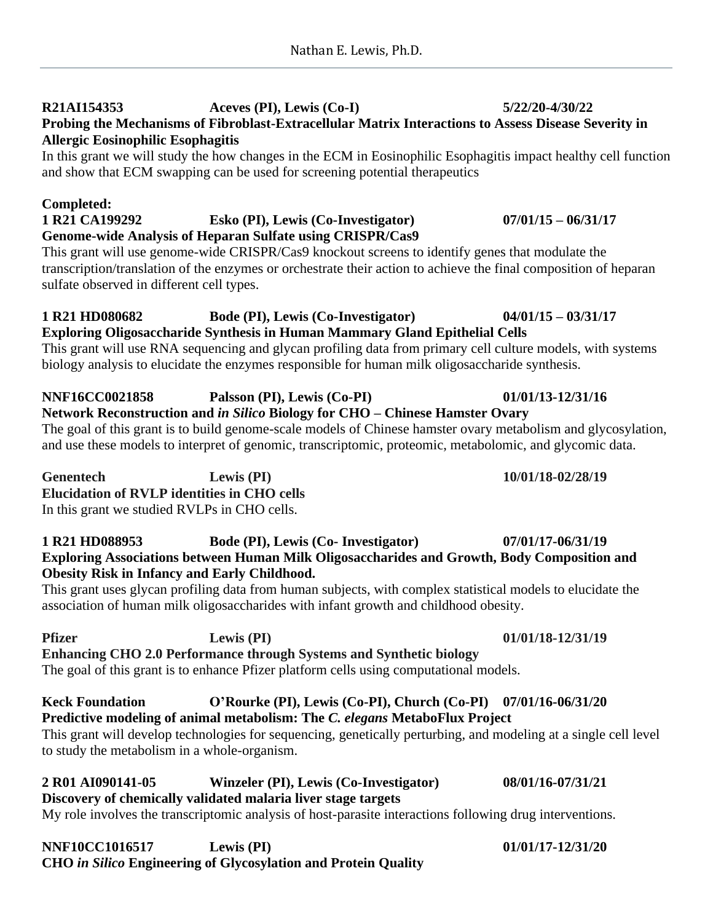**R21AI154353 Aceves (PI), Lewis (Co-I) 5/22/20-4/30/22**
**Probing the Mechanisms of Fibroblast-Extracellular Matrix Interactions to Assess Disease Severity in Allergic Eosinophilic Esophagitis**
In this grant we will study the how changes in the ECM in Eosinophilic Esophagitis impact healthy cell function and show that ECM swapping can be used for screening potential therapeutics

**Completed:**
**1 R21 CA199292 Esko (PI), Lewis (Co-Investigator) 07/01/15 – 06/31/17**
**Genome-wide Analysis of Heparan Sulfate using CRISPR/Cas9**
This grant will use genome-wide CRISPR/Cas9 knockout screens to identify genes that modulate the transcription/translation of the enzymes or orchestrate their action to achieve the final composition of heparan sulfate observed in different cell types.

**1 R21 HD080682 Bode (PI), Lewis (Co-Investigator) 04/01/15 – 03/31/17**
**Exploring Oligosaccharide Synthesis in Human Mammary Gland Epithelial Cells**
This grant will use RNA sequencing and glycan profiling data from primary cell culture models, with systems biology analysis to elucidate the enzymes responsible for human milk oligosaccharide synthesis.

**NNF16CC0021858 Palsson (PI), Lewis (Co-PI) 01/01/13-12/31/16**
**Network Reconstruction and *in Silico* Biology for CHO – Chinese Hamster Ovary**
The goal of this grant is to build genome-scale models of Chinese hamster ovary metabolism and glycosylation, and use these models to interpret of genomic, transcriptomic, proteomic, metabolomic, and glycomic data.

**Genentech Lewis (PI) 10/01/18-02/28/19**
**Elucidation of RVLP identities in CHO cells**
In this grant we studied RVLPs in CHO cells.

**1 R21 HD088953 Bode (PI), Lewis (Co- Investigator) 07/01/17-06/31/19**
**Exploring Associations between Human Milk Oligosaccharides and Growth, Body Composition and Obesity Risk in Infancy and Early Childhood.**
This grant uses glycan profiling data from human subjects, with complex statistical models to elucidate the association of human milk oligosaccharides with infant growth and childhood obesity.

**Pfizer Lewis (PI) 01/01/18-12/31/19**
**Enhancing CHO 2.0 Performance through Systems and Synthetic biology**
The goal of this grant is to enhance Pfizer platform cells using computational models.

**Keck Foundation O'Rourke (PI), Lewis (Co-PI), Church (Co-PI) 07/01/16-06/31/20**
**Predictive modeling of animal metabolism: The *C. elegans* MetaboFlux Project**
This grant will develop technologies for sequencing, genetically perturbing, and modeling at a single cell level to study the metabolism in a whole-organism.

**2 R01 AI090141-05 Winzeler (PI), Lewis (Co-Investigator) 08/01/16-07/31/21**
**Discovery of chemically validated malaria liver stage targets**
My role involves the transcriptomic analysis of host-parasite interactions following drug interventions.

**NNF10CC1016517 Lewis (PI) 01/01/17-12/31/20**
**CHO *in Silico* Engineering of Glycosylation and Protein Quality**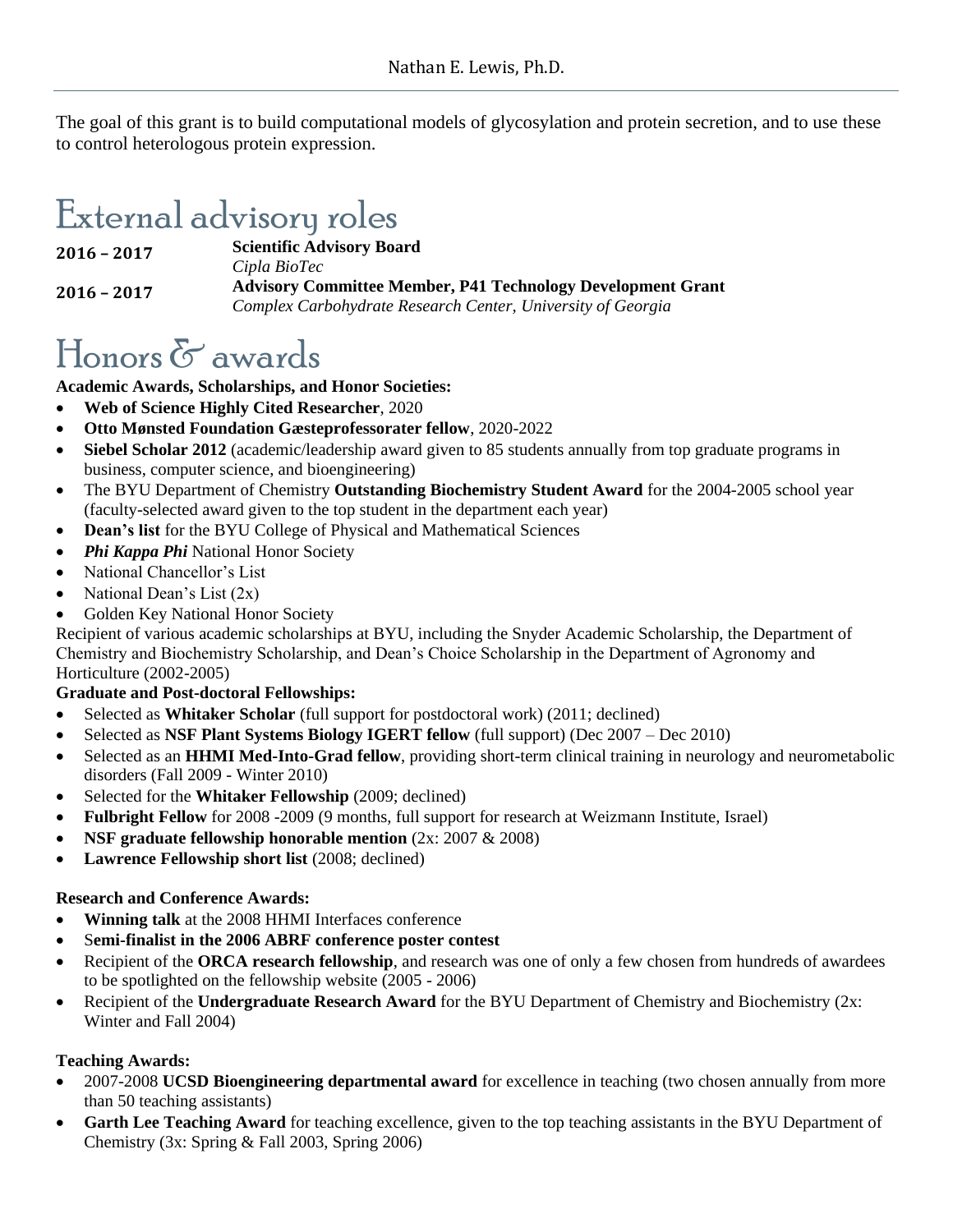The goal of this grant is to build computational models of glycosylation and protein secretion, and to use these to control heterologous protein expression.

# External advisory roles

**2016 – 2017** **Scientific Advisory Board**
*Cipla BioTec*

**2016 – 2017** **Advisory Committee Member, P41 Technology Development Grant**
*Complex Carbohydrate Research Center, University of Georgia*

# Honors & awards

**Academic Awards, Scholarships, and Honor Societies:**

- **Web of Science Highly Cited Researcher**, 2020
- **Otto Mønsted Foundation Gæsteprofessorater fellow**, 2020-2022
- **Siebel Scholar 2012** (academic/leadership award given to 85 students annually from top graduate programs in business, computer science, and bioengineering)
- The BYU Department of Chemistry **Outstanding Biochemistry Student Award** for the 2004-2005 school year (faculty-selected award given to the top student in the department each year)
- **Dean's list** for the BYU College of Physical and Mathematical Sciences
- ***Phi Kappa Phi*** National Honor Society
- National Chancellor's List
- National Dean's List (2x)
- Golden Key National Honor Society

Recipient of various academic scholarships at BYU, including the Snyder Academic Scholarship, the Department of Chemistry and Biochemistry Scholarship, and Dean's Choice Scholarship in the Department of Agronomy and Horticulture (2002-2005)

**Graduate and Post-doctoral Fellowships:**

- Selected as **Whitaker Scholar** (full support for postdoctoral work) (2011; declined)
- Selected as **NSF Plant Systems Biology IGERT fellow** (full support) (Dec 2007 – Dec 2010)
- Selected as an **HHMI Med-Into-Grad fellow**, providing short-term clinical training in neurology and neurometabolic disorders (Fall 2009 - Winter 2010)
- Selected for the **Whitaker Fellowship** (2009; declined)
- **Fulbright Fellow** for 2008 -2009 (9 months, full support for research at Weizmann Institute, Israel)
- **NSF graduate fellowship honorable mention** (2x: 2007 & 2008)
- **Lawrence Fellowship short list** (2008; declined)

**Research and Conference Awards:**

- **Winning talk** at the 2008 HHMI Interfaces conference
- S**emi-finalist in the 2006 ABRF conference poster contest**
- Recipient of the **ORCA research fellowship**, and research was one of only a few chosen from hundreds of awardees to be spotlighted on the fellowship website (2005 - 2006)
- Recipient of the **Undergraduate Research Award** for the BYU Department of Chemistry and Biochemistry (2x: Winter and Fall 2004)

**Teaching Awards:**

- 2007-2008 **UCSD Bioengineering departmental award** for excellence in teaching (two chosen annually from more than 50 teaching assistants)
- **Garth Lee Teaching Award** for teaching excellence, given to the top teaching assistants in the BYU Department of Chemistry (3x: Spring & Fall 2003, Spring 2006)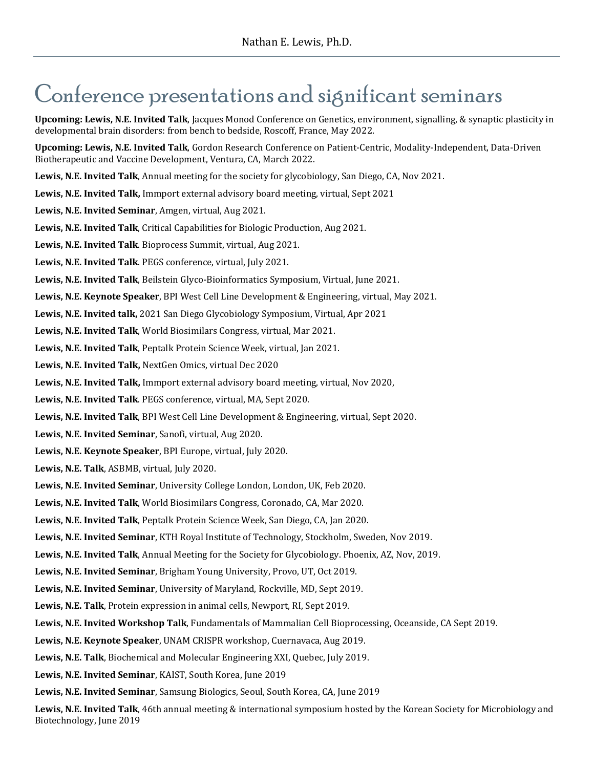# Conference presentations and significant seminars

**Upcoming: Lewis, N.E. Invited Talk**, Jacques Monod Conference on Genetics, environment, signalling, & synaptic plasticity in developmental brain disorders: from bench to bedside, Roscoff, France, May 2022.

**Upcoming: Lewis, N.E. Invited Talk**, Gordon Research Conference on Patient-Centric, Modality-Independent, Data-Driven Biotherapeutic and Vaccine Development, Ventura, CA, March 2022.

**Lewis, N.E. Invited Talk**, Annual meeting for the society for glycobiology, San Diego, CA, Nov 2021.

**Lewis, N.E. Invited Talk,** Immport external advisory board meeting, virtual, Sept 2021

**Lewis, N.E. Invited Seminar**, Amgen, virtual, Aug 2021.

**Lewis, N.E. Invited Talk**, Critical Capabilities for Biologic Production, Aug 2021.

**Lewis, N.E. Invited Talk**. Bioprocess Summit, virtual, Aug 2021.

**Lewis, N.E. Invited Talk**. PEGS conference, virtual, July 2021.

**Lewis, N.E. Invited Talk**, Beilstein Glyco-Bioinformatics Symposium, Virtual, June 2021.

**Lewis, N.E. Keynote Speaker**, BPI West Cell Line Development & Engineering, virtual, May 2021.

**Lewis, N.E. Invited talk,** 2021 San Diego Glycobiology Symposium, Virtual, Apr 2021

**Lewis, N.E. Invited Talk**, World Biosimilars Congress, virtual, Mar 2021.

**Lewis, N.E. Invited Talk**, Peptalk Protein Science Week, virtual, Jan 2021.

**Lewis, N.E. Invited Talk,** NextGen Omics, virtual Dec 2020

**Lewis, N.E. Invited Talk,** Immport external advisory board meeting, virtual, Nov 2020,

**Lewis, N.E. Invited Talk**. PEGS conference, virtual, MA, Sept 2020.

**Lewis, N.E. Invited Talk**, BPI West Cell Line Development & Engineering, virtual, Sept 2020.

**Lewis, N.E. Invited Seminar**, Sanofi, virtual, Aug 2020.

**Lewis, N.E. Keynote Speaker**, BPI Europe, virtual, July 2020.

**Lewis, N.E. Talk**, ASBMB, virtual, July 2020.

**Lewis, N.E. Invited Seminar**, University College London, London, UK, Feb 2020.

**Lewis, N.E. Invited Talk**, World Biosimilars Congress, Coronado, CA, Mar 2020.

**Lewis, N.E. Invited Talk**, Peptalk Protein Science Week, San Diego, CA, Jan 2020.

**Lewis, N.E. Invited Seminar**, KTH Royal Institute of Technology, Stockholm, Sweden, Nov 2019.

**Lewis, N.E. Invited Talk**, Annual Meeting for the Society for Glycobiology. Phoenix, AZ, Nov, 2019.

**Lewis, N.E. Invited Seminar**, Brigham Young University, Provo, UT, Oct 2019.

**Lewis, N.E. Invited Seminar**, University of Maryland, Rockville, MD, Sept 2019.

**Lewis, N.E. Talk**, Protein expression in animal cells, Newport, RI, Sept 2019.

**Lewis, N.E. Invited Workshop Talk**, Fundamentals of Mammalian Cell Bioprocessing, Oceanside, CA Sept 2019.

**Lewis, N.E. Keynote Speaker**, UNAM CRISPR workshop, Cuernavaca, Aug 2019.

**Lewis, N.E. Talk**, Biochemical and Molecular Engineering XXI, Quebec, July 2019.

**Lewis, N.E. Invited Seminar**, KAIST, South Korea, June 2019

**Lewis, N.E. Invited Seminar**, Samsung Biologics, Seoul, South Korea, CA, June 2019

**Lewis, N.E. Invited Talk**, 46th annual meeting & international symposium hosted by the Korean Society for Microbiology and Biotechnology, June 2019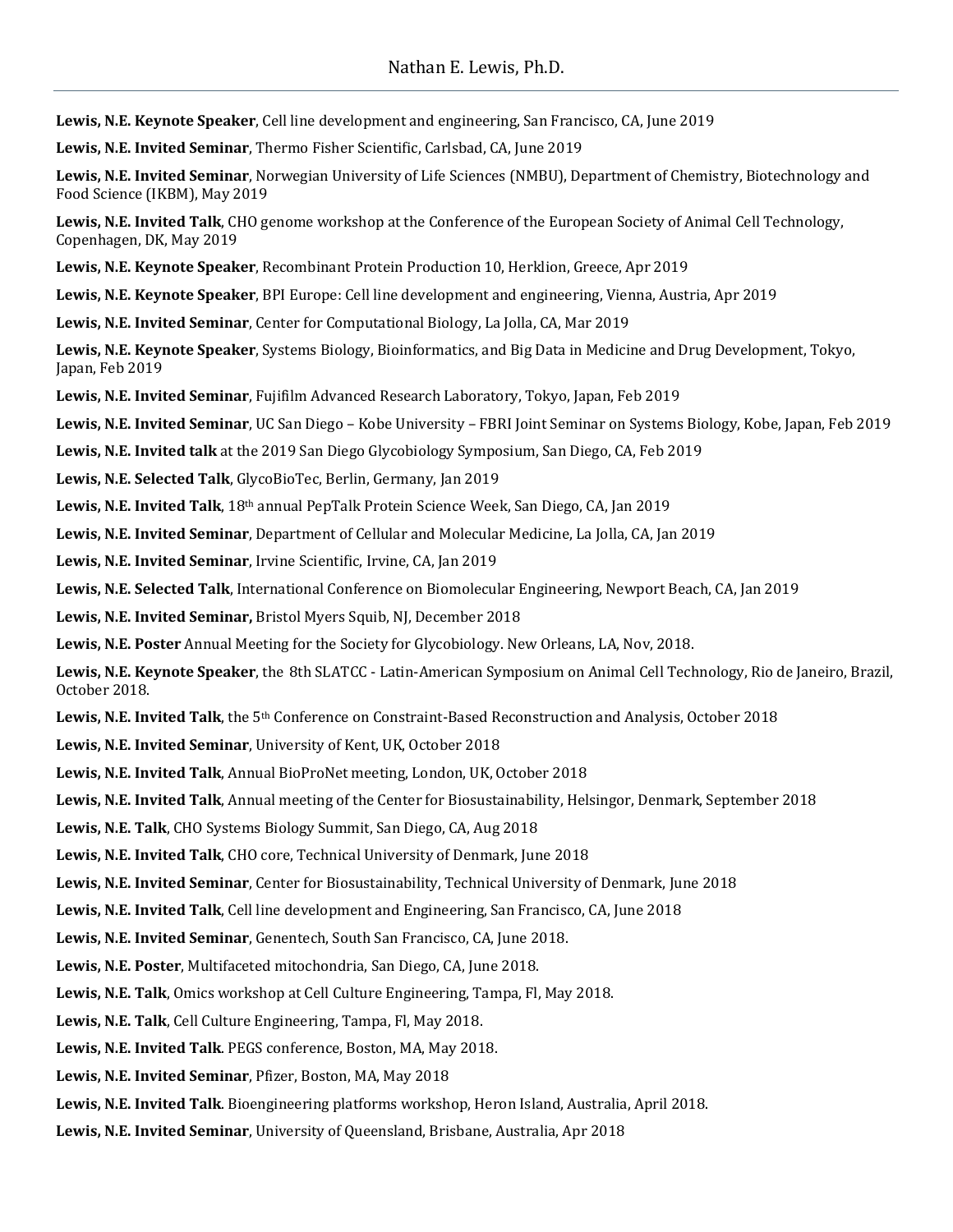**Lewis, N.E. Keynote Speaker**, Cell line development and engineering, San Francisco, CA, June 2019

**Lewis, N.E. Invited Seminar**, Thermo Fisher Scientific, Carlsbad, CA, June 2019

**Lewis, N.E. Invited Seminar**, Norwegian University of Life Sciences (NMBU), Department of Chemistry, Biotechnology and Food Science (IKBM), May 2019

**Lewis, N.E. Invited Talk**, CHO genome workshop at the Conference of the European Society of Animal Cell Technology, Copenhagen, DK, May 2019

**Lewis, N.E. Keynote Speaker**, Recombinant Protein Production 10, Herklion, Greece, Apr 2019

**Lewis, N.E. Keynote Speaker**, BPI Europe: Cell line development and engineering, Vienna, Austria, Apr 2019

**Lewis, N.E. Invited Seminar**, Center for Computational Biology, La Jolla, CA, Mar 2019

**Lewis, N.E. Keynote Speaker**, Systems Biology, Bioinformatics, and Big Data in Medicine and Drug Development, Tokyo, Japan, Feb 2019

**Lewis, N.E. Invited Seminar**, Fujifilm Advanced Research Laboratory, Tokyo, Japan, Feb 2019

**Lewis, N.E. Invited Seminar**, UC San Diego – Kobe University – FBRI Joint Seminar on Systems Biology, Kobe, Japan, Feb 2019

**Lewis, N.E. Invited talk** at the 2019 San Diego Glycobiology Symposium, San Diego, CA, Feb 2019

**Lewis, N.E. Selected Talk**, GlycoBioTec, Berlin, Germany, Jan 2019

**Lewis, N.E. Invited Talk**, 18th annual PepTalk Protein Science Week, San Diego, CA, Jan 2019

**Lewis, N.E. Invited Seminar**, Department of Cellular and Molecular Medicine, La Jolla, CA, Jan 2019

**Lewis, N.E. Invited Seminar**, Irvine Scientific, Irvine, CA, Jan 2019

**Lewis, N.E. Selected Talk**, International Conference on Biomolecular Engineering, Newport Beach, CA, Jan 2019

**Lewis, N.E. Invited Seminar,** Bristol Myers Squib, NJ, December 2018

**Lewis, N.E. Poster** Annual Meeting for the Society for Glycobiology. New Orleans, LA, Nov, 2018.

**Lewis, N.E. Keynote Speaker**, the 8th SLATCC - Latin-American Symposium on Animal Cell Technology, Rio de Janeiro, Brazil, October 2018.

**Lewis, N.E. Invited Talk**, the 5th Conference on Constraint-Based Reconstruction and Analysis, October 2018

**Lewis, N.E. Invited Seminar**, University of Kent, UK, October 2018

**Lewis, N.E. Invited Talk**, Annual BioProNet meeting, London, UK, October 2018

**Lewis, N.E. Invited Talk**, Annual meeting of the Center for Biosustainability, Helsingor, Denmark, September 2018

**Lewis, N.E. Talk**, CHO Systems Biology Summit, San Diego, CA, Aug 2018

**Lewis, N.E. Invited Talk**, CHO core, Technical University of Denmark, June 2018

**Lewis, N.E. Invited Seminar**, Center for Biosustainability, Technical University of Denmark, June 2018

**Lewis, N.E. Invited Talk**, Cell line development and Engineering, San Francisco, CA, June 2018

**Lewis, N.E. Invited Seminar**, Genentech, South San Francisco, CA, June 2018.

**Lewis, N.E. Poster**, Multifaceted mitochondria, San Diego, CA, June 2018.

**Lewis, N.E. Talk**, Omics workshop at Cell Culture Engineering, Tampa, Fl, May 2018.

**Lewis, N.E. Talk**, Cell Culture Engineering, Tampa, Fl, May 2018.

**Lewis, N.E. Invited Talk**. PEGS conference, Boston, MA, May 2018.

**Lewis, N.E. Invited Seminar**, Pfizer, Boston, MA, May 2018

**Lewis, N.E. Invited Talk**. Bioengineering platforms workshop, Heron Island, Australia, April 2018.

**Lewis, N.E. Invited Seminar**, University of Queensland, Brisbane, Australia, Apr 2018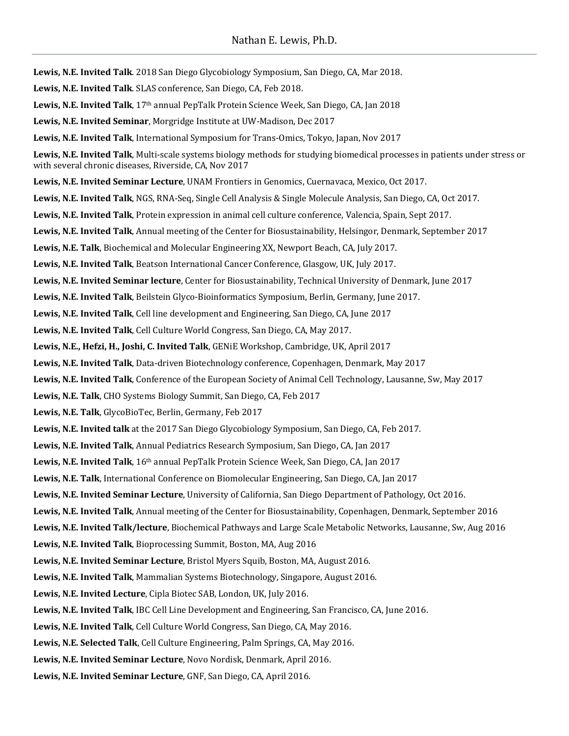**Lewis, N.E. Invited Talk**. 2018 San Diego Glycobiology Symposium, San Diego, CA, Mar 2018.

**Lewis, N.E. Invited Talk**. SLAS conference, San Diego, CA, Feb 2018.

**Lewis, N.E. Invited Talk**, 17th annual PepTalk Protein Science Week, San Diego, CA, Jan 2018

**Lewis, N.E. Invited Seminar**, Morgridge Institute at UW-Madison, Dec 2017

**Lewis, N.E. Invited Talk**, International Symposium for Trans-Omics, Tokyo, Japan, Nov 2017

**Lewis, N.E. Invited Talk**, Multi-scale systems biology methods for studying biomedical processes in patients under stress or with several chronic diseases, Riverside, CA, Nov 2017

**Lewis, N.E. Invited Seminar Lecture**, UNAM Frontiers in Genomics, Cuernavaca, Mexico, Oct 2017.

**Lewis, N.E. Invited Talk**, NGS, RNA-Seq, Single Cell Analysis & Single Molecule Analysis, San Diego, CA, Oct 2017.

**Lewis, N.E. Invited Talk**, Protein expression in animal cell culture conference, Valencia, Spain, Sept 2017.

**Lewis, N.E. Invited Talk**, Annual meeting of the Center for Biosustainability, Helsingor, Denmark, September 2017

**Lewis, N.E. Talk**, Biochemical and Molecular Engineering XX, Newport Beach, CA, July 2017.

**Lewis, N.E. Invited Talk**, Beatson International Cancer Conference, Glasgow, UK, July 2017.

**Lewis, N.E. Invited Seminar lecture**, Center for Biosustainability, Technical University of Denmark, June 2017

**Lewis, N.E. Invited Talk**, Beilstein Glyco-Bioinformatics Symposium, Berlin, Germany, June 2017.

**Lewis, N.E. Invited Talk**, Cell line development and Engineering, San Diego, CA, June 2017

**Lewis, N.E. Invited Talk**, Cell Culture World Congress, San Diego, CA, May 2017.

**Lewis, N.E., Hefzi, H., Joshi, C. Invited Talk**, GENiE Workshop, Cambridge, UK, April 2017

**Lewis, N.E. Invited Talk**, Data-driven Biotechnology conference, Copenhagen, Denmark, May 2017

**Lewis, N.E. Invited Talk**, Conference of the European Society of Animal Cell Technology, Lausanne, Sw, May 2017

**Lewis, N.E. Talk**, CHO Systems Biology Summit, San Diego, CA, Feb 2017

**Lewis, N.E. Talk**, GlycoBioTec, Berlin, Germany, Feb 2017

**Lewis, N.E. Invited talk** at the 2017 San Diego Glycobiology Symposium, San Diego, CA, Feb 2017.

**Lewis, N.E. Invited Talk**, Annual Pediatrics Research Symposium, San Diego, CA, Jan 2017

**Lewis, N.E. Invited Talk**, 16th annual PepTalk Protein Science Week, San Diego, CA, Jan 2017

**Lewis, N.E. Talk**, International Conference on Biomolecular Engineering, San Diego, CA, Jan 2017

**Lewis, N.E. Invited Seminar Lecture**, University of California, San Diego Department of Pathology, Oct 2016.

**Lewis, N.E. Invited Talk**, Annual meeting of the Center for Biosustainability, Copenhagen, Denmark, September 2016

**Lewis, N.E. Invited Talk/lecture**, Biochemical Pathways and Large Scale Metabolic Networks, Lausanne, Sw, Aug 2016

**Lewis, N.E. Invited Talk**, Bioprocessing Summit, Boston, MA, Aug 2016

**Lewis, N.E. Invited Seminar Lecture**, Bristol Myers Squib, Boston, MA, August 2016.

**Lewis, N.E. Invited Talk**, Mammalian Systems Biotechnology, Singapore, August 2016.

**Lewis, N.E. Invited Lecture**, Cipla Biotec SAB, London, UK, July 2016.

**Lewis, N.E. Invited Talk**, IBC Cell Line Development and Engineering, San Francisco, CA, June 2016.

**Lewis, N.E. Invited Talk**, Cell Culture World Congress, San Diego, CA, May 2016.

**Lewis, N.E. Selected Talk**, Cell Culture Engineering, Palm Springs, CA, May 2016.

**Lewis, N.E. Invited Seminar Lecture**, Novo Nordisk, Denmark, April 2016.

**Lewis, N.E. Invited Seminar Lecture**, GNF, San Diego, CA, April 2016.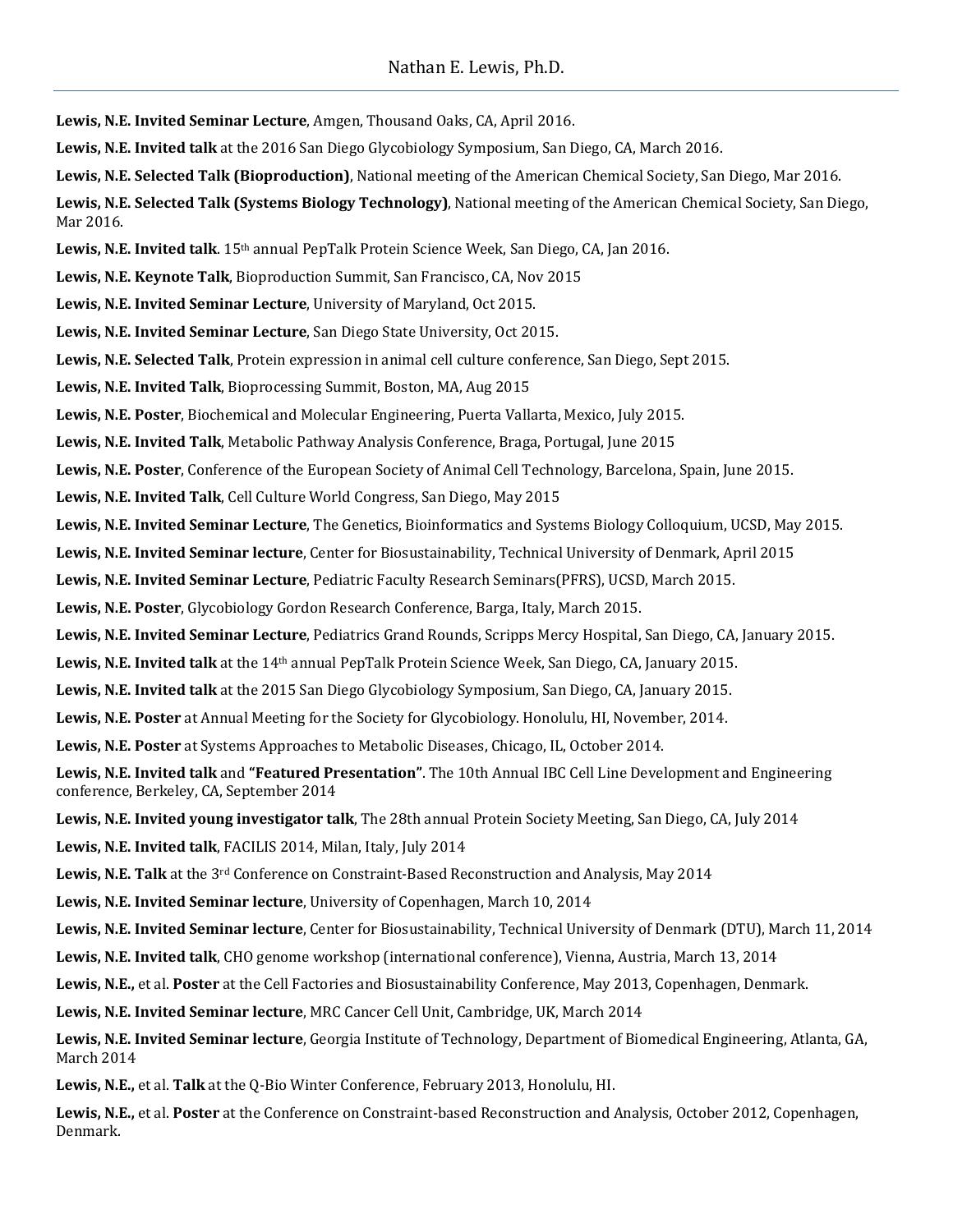**Lewis, N.E. Invited Seminar Lecture**, Amgen, Thousand Oaks, CA, April 2016.

**Lewis, N.E. Invited talk** at the 2016 San Diego Glycobiology Symposium, San Diego, CA, March 2016.

**Lewis, N.E. Selected Talk (Bioproduction)**, National meeting of the American Chemical Society, San Diego, Mar 2016.

**Lewis, N.E. Selected Talk (Systems Biology Technology)**, National meeting of the American Chemical Society, San Diego, Mar 2016.

**Lewis, N.E. Invited talk**. 15th annual PepTalk Protein Science Week, San Diego, CA, Jan 2016.

**Lewis, N.E. Keynote Talk**, Bioproduction Summit, San Francisco, CA, Nov 2015

**Lewis, N.E. Invited Seminar Lecture**, University of Maryland, Oct 2015.

**Lewis, N.E. Invited Seminar Lecture**, San Diego State University, Oct 2015.

**Lewis, N.E. Selected Talk**, Protein expression in animal cell culture conference, San Diego, Sept 2015.

**Lewis, N.E. Invited Talk**, Bioprocessing Summit, Boston, MA, Aug 2015

**Lewis, N.E. Poster**, Biochemical and Molecular Engineering, Puerta Vallarta, Mexico, July 2015.

**Lewis, N.E. Invited Talk**, Metabolic Pathway Analysis Conference, Braga, Portugal, June 2015

**Lewis, N.E. Poster**, Conference of the European Society of Animal Cell Technology, Barcelona, Spain, June 2015.

**Lewis, N.E. Invited Talk**, Cell Culture World Congress, San Diego, May 2015

**Lewis, N.E. Invited Seminar Lecture**, The Genetics, Bioinformatics and Systems Biology Colloquium, UCSD, May 2015.

**Lewis, N.E. Invited Seminar lecture**, Center for Biosustainability, Technical University of Denmark, April 2015

**Lewis, N.E. Invited Seminar Lecture**, Pediatric Faculty Research Seminars(PFRS), UCSD, March 2015.

**Lewis, N.E. Poster**, Glycobiology Gordon Research Conference, Barga, Italy, March 2015.

**Lewis, N.E. Invited Seminar Lecture**, Pediatrics Grand Rounds, Scripps Mercy Hospital, San Diego, CA, January 2015.

**Lewis, N.E. Invited talk** at the 14th annual PepTalk Protein Science Week, San Diego, CA, January 2015.

**Lewis, N.E. Invited talk** at the 2015 San Diego Glycobiology Symposium, San Diego, CA, January 2015.

**Lewis, N.E. Poster** at Annual Meeting for the Society for Glycobiology. Honolulu, HI, November, 2014.

**Lewis, N.E. Poster** at Systems Approaches to Metabolic Diseases, Chicago, IL, October 2014.

**Lewis, N.E. Invited talk** and **"Featured Presentation"**. The 10th Annual IBC Cell Line Development and Engineering conference, Berkeley, CA, September 2014

**Lewis, N.E. Invited young investigator talk**, The 28th annual Protein Society Meeting, San Diego, CA, July 2014

**Lewis, N.E. Invited talk**, FACILIS 2014, Milan, Italy, July 2014

**Lewis, N.E. Talk** at the 3rd Conference on Constraint-Based Reconstruction and Analysis, May 2014

**Lewis, N.E. Invited Seminar lecture**, University of Copenhagen, March 10, 2014

**Lewis, N.E. Invited Seminar lecture**, Center for Biosustainability, Technical University of Denmark (DTU), March 11, 2014

**Lewis, N.E. Invited talk**, CHO genome workshop (international conference), Vienna, Austria, March 13, 2014

**Lewis, N.E.**, et al. **Poster** at the Cell Factories and Biosustainability Conference, May 2013, Copenhagen, Denmark.

**Lewis, N.E. Invited Seminar lecture**, MRC Cancer Cell Unit, Cambridge, UK, March 2014

**Lewis, N.E. Invited Seminar lecture**, Georgia Institute of Technology, Department of Biomedical Engineering, Atlanta, GA, March 2014

**Lewis, N.E.**, et al. **Talk** at the Q-Bio Winter Conference, February 2013, Honolulu, HI.

**Lewis, N.E.**, et al. **Poster** at the Conference on Constraint-based Reconstruction and Analysis, October 2012, Copenhagen, Denmark.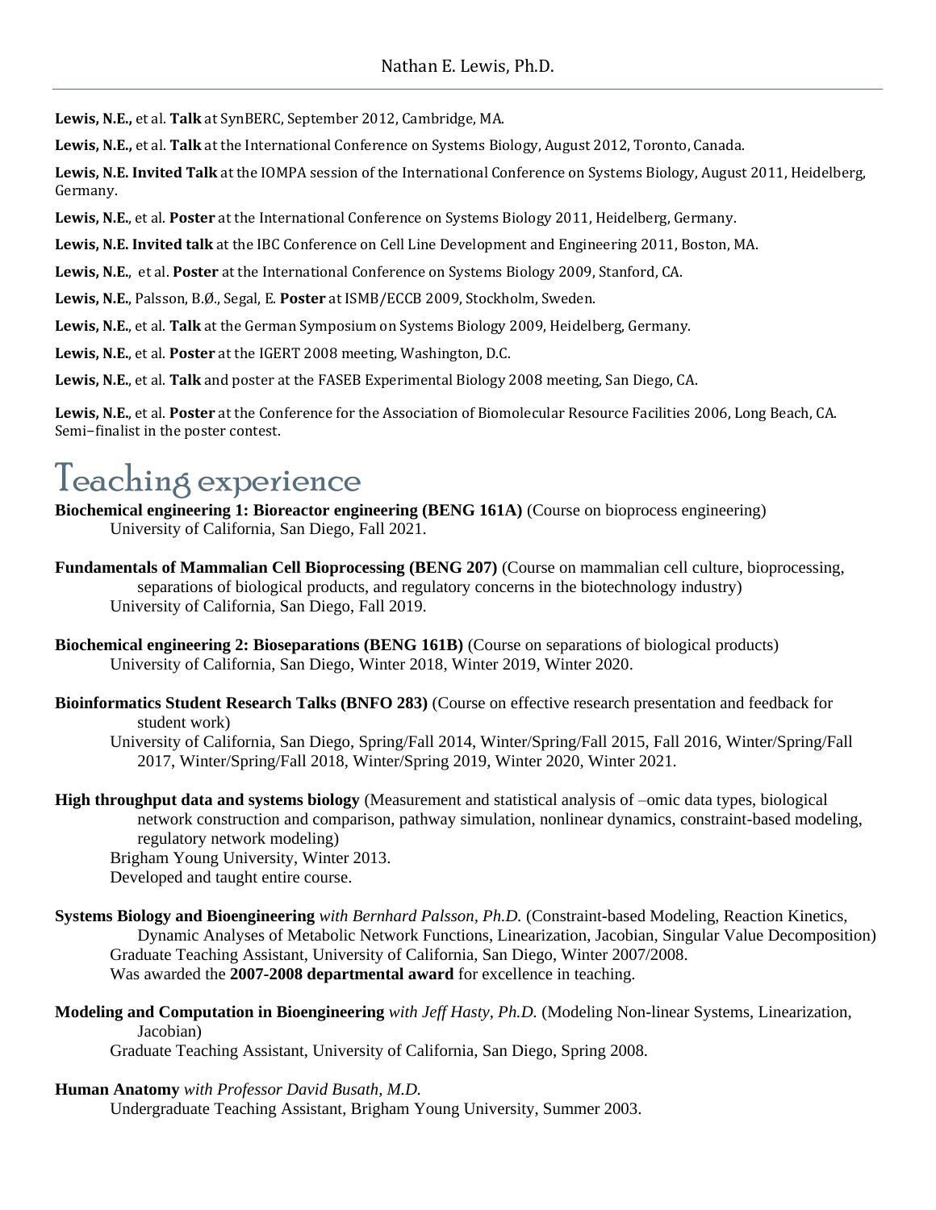**Lewis, N.E.,** et al. **Talk** at SynBERC, September 2012, Cambridge, MA.

**Lewis, N.E.,** et al. **Talk** at the International Conference on Systems Biology, August 2012, Toronto, Canada.

**Lewis, N.E. Invited Talk** at the IOMPA session of the International Conference on Systems Biology, August 2011, Heidelberg, Germany.

**Lewis, N.E.**, et al. **Poster** at the International Conference on Systems Biology 2011, Heidelberg, Germany.

**Lewis, N.E. Invited talk** at the IBC Conference on Cell Line Development and Engineering 2011, Boston, MA.

**Lewis, N.E.**, et al. **Poster** at the International Conference on Systems Biology 2009, Stanford, CA.

**Lewis, N.E.**, Palsson, B.Ø., Segal, E. **Poster** at ISMB/ECCB 2009, Stockholm, Sweden.

**Lewis, N.E.**, et al. **Talk** at the German Symposium on Systems Biology 2009, Heidelberg, Germany.

**Lewis, N.E.**, et al. **Poster** at the IGERT 2008 meeting, Washington, D.C.

**Lewis, N.E.**, et al. **Talk** and poster at the FASEB Experimental Biology 2008 meeting, San Diego, CA.

**Lewis, N.E.**, et al. **Poster** at the Conference for the Association of Biomolecular Resource Facilities 2006, Long Beach, CA. Semi–finalist in the poster contest.

# Teaching experience

**Biochemical engineering 1: Bioreactor engineering (BENG 161A)** (Course on bioprocess engineering)
University of California, San Diego, Fall 2021.

**Fundamentals of Mammalian Cell Bioprocessing (BENG 207)** (Course on mammalian cell culture, bioprocessing, separations of biological products, and regulatory concerns in the biotechnology industry)
University of California, San Diego, Fall 2019.

**Biochemical engineering 2: Bioseparations (BENG 161B)** (Course on separations of biological products)
University of California, San Diego, Winter 2018, Winter 2019, Winter 2020.

**Bioinformatics Student Research Talks (BNFO 283)** (Course on effective research presentation and feedback for student work)
University of California, San Diego, Spring/Fall 2014, Winter/Spring/Fall 2015, Fall 2016, Winter/Spring/Fall 2017, Winter/Spring/Fall 2018, Winter/Spring 2019, Winter 2020, Winter 2021.

**High throughput data and systems biology** (Measurement and statistical analysis of –omic data types, biological network construction and comparison, pathway simulation, nonlinear dynamics, constraint-based modeling, regulatory network modeling)
Brigham Young University, Winter 2013.
Developed and taught entire course.

**Systems Biology and Bioengineering** *with Bernhard Palsson, Ph.D.* (Constraint-based Modeling, Reaction Kinetics, Dynamic Analyses of Metabolic Network Functions, Linearization, Jacobian, Singular Value Decomposition)
Graduate Teaching Assistant, University of California, San Diego, Winter 2007/2008.
Was awarded the **2007-2008 departmental award** for excellence in teaching.

**Modeling and Computation in Bioengineering** *with Jeff Hasty, Ph.D.* (Modeling Non-linear Systems, Linearization, Jacobian)
Graduate Teaching Assistant, University of California, San Diego, Spring 2008.

**Human Anatomy** *with Professor David Busath, M.D.*
Undergraduate Teaching Assistant, Brigham Young University, Summer 2003.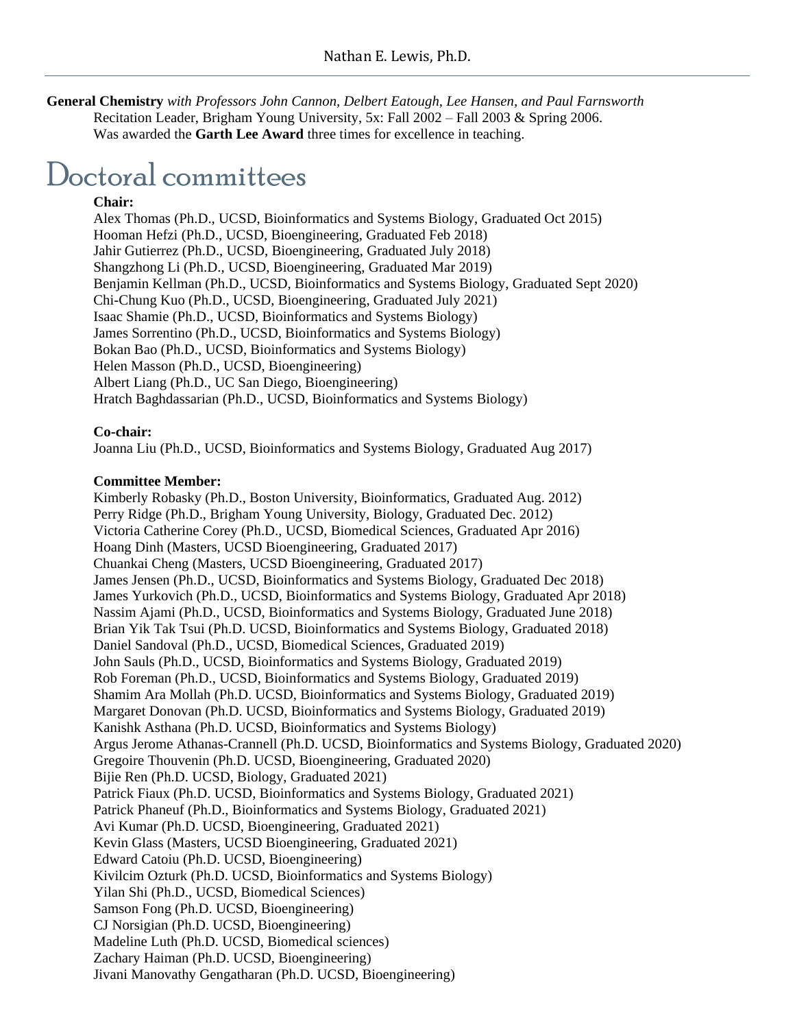**General Chemistry** *with Professors John Cannon, Delbert Eatough, Lee Hansen, and Paul Farnsworth*
Recitation Leader, Brigham Young University, 5x: Fall 2002 – Fall 2003 & Spring 2006.
Was awarded the **Garth Lee Award** three times for excellence in teaching.

# Doctoral committees

**Chair:**

Alex Thomas (Ph.D., UCSD, Bioinformatics and Systems Biology, Graduated Oct 2015)
Hooman Hefzi (Ph.D., UCSD, Bioengineering, Graduated Feb 2018)
Jahir Gutierrez (Ph.D., UCSD, Bioengineering, Graduated July 2018)
Shangzhong Li (Ph.D., UCSD, Bioengineering, Graduated Mar 2019)
Benjamin Kellman (Ph.D., UCSD, Bioinformatics and Systems Biology, Graduated Sept 2020)
Chi-Chung Kuo (Ph.D., UCSD, Bioengineering, Graduated July 2021)
Isaac Shamie (Ph.D., UCSD, Bioinformatics and Systems Biology)
James Sorrentino (Ph.D., UCSD, Bioinformatics and Systems Biology)
Bokan Bao (Ph.D., UCSD, Bioinformatics and Systems Biology)
Helen Masson (Ph.D., UCSD, Bioengineering)
Albert Liang (Ph.D., UC San Diego, Bioengineering)
Hratch Baghdassarian (Ph.D., UCSD, Bioinformatics and Systems Biology)

**Co-chair:**

Joanna Liu (Ph.D., UCSD, Bioinformatics and Systems Biology, Graduated Aug 2017)

**Committee Member:**

Kimberly Robasky (Ph.D., Boston University, Bioinformatics, Graduated Aug. 2012)
Perry Ridge (Ph.D., Brigham Young University, Biology, Graduated Dec. 2012)
Victoria Catherine Corey (Ph.D., UCSD, Biomedical Sciences, Graduated Apr 2016)
Hoang Dinh (Masters, UCSD Bioengineering, Graduated 2017)
Chuankai Cheng (Masters, UCSD Bioengineering, Graduated 2017)
James Jensen (Ph.D., UCSD, Bioinformatics and Systems Biology, Graduated Dec 2018)
James Yurkovich (Ph.D., UCSD, Bioinformatics and Systems Biology, Graduated Apr 2018)
Nassim Ajami (Ph.D., UCSD, Bioinformatics and Systems Biology, Graduated June 2018)
Brian Yik Tak Tsui (Ph.D. UCSD, Bioinformatics and Systems Biology, Graduated 2018)
Daniel Sandoval (Ph.D., UCSD, Biomedical Sciences, Graduated 2019)
John Sauls (Ph.D., UCSD, Bioinformatics and Systems Biology, Graduated 2019)
Rob Foreman (Ph.D., UCSD, Bioinformatics and Systems Biology, Graduated 2019)
Shamim Ara Mollah (Ph.D. UCSD, Bioinformatics and Systems Biology, Graduated 2019)
Margaret Donovan (Ph.D. UCSD, Bioinformatics and Systems Biology, Graduated 2019)
Kanishk Asthana (Ph.D. UCSD, Bioinformatics and Systems Biology)
Argus Jerome Athanas-Crannell (Ph.D. UCSD, Bioinformatics and Systems Biology, Graduated 2020)
Gregoire Thouvenin (Ph.D. UCSD, Bioengineering, Graduated 2020)
Bijie Ren (Ph.D. UCSD, Biology, Graduated 2021)
Patrick Fiaux (Ph.D. UCSD, Bioinformatics and Systems Biology, Graduated 2021)
Patrick Phaneuf (Ph.D., Bioinformatics and Systems Biology, Graduated 2021)
Avi Kumar (Ph.D. UCSD, Bioengineering, Graduated 2021)
Kevin Glass (Masters, UCSD Bioengineering, Graduated 2021)
Edward Catoiu (Ph.D. UCSD, Bioengineering)
Kivilcim Ozturk (Ph.D. UCSD, Bioinformatics and Systems Biology)
Yilan Shi (Ph.D., UCSD, Biomedical Sciences)
Samson Fong (Ph.D. UCSD, Bioengineering)
CJ Norsigian (Ph.D. UCSD, Bioengineering)
Madeline Luth (Ph.D. UCSD, Biomedical sciences)
Zachary Haiman (Ph.D. UCSD, Bioengineering)
Jivani Manovathy Gengatharan (Ph.D. UCSD, Bioengineering)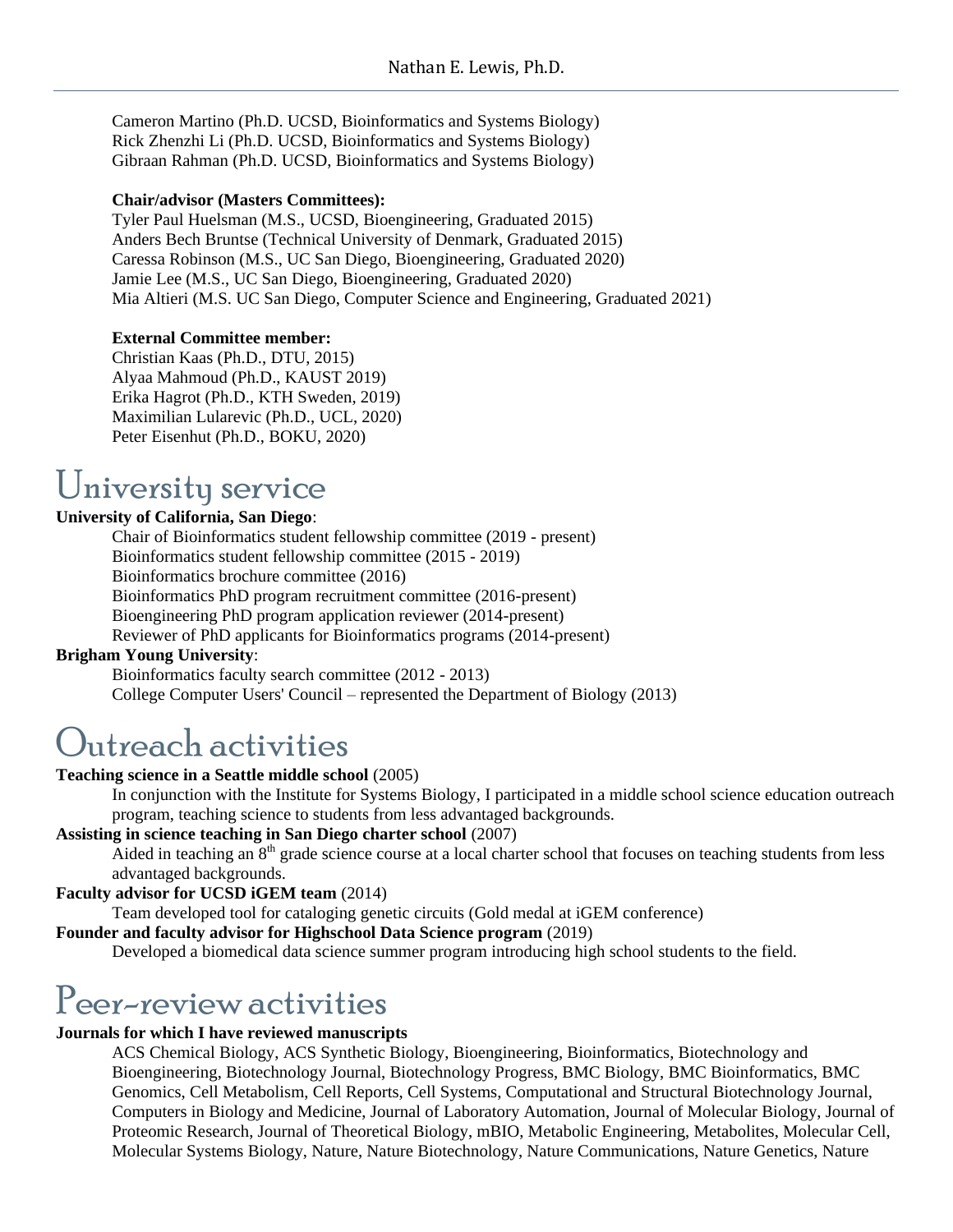Cameron Martino (Ph.D. UCSD, Bioinformatics and Systems Biology)
Rick Zhenzhi Li (Ph.D. UCSD, Bioinformatics and Systems Biology)
Gibraan Rahman (Ph.D. UCSD, Bioinformatics and Systems Biology)

**Chair/advisor (Masters Committees):**
Tyler Paul Huelsman (M.S., UCSD, Bioengineering, Graduated 2015)
Anders Bech Bruntse (Technical University of Denmark, Graduated 2015)
Caressa Robinson (M.S., UC San Diego, Bioengineering, Graduated 2020)
Jamie Lee (M.S., UC San Diego, Bioengineering, Graduated 2020)
Mia Altieri (M.S. UC San Diego, Computer Science and Engineering, Graduated 2021)

**External Committee member:**
Christian Kaas (Ph.D., DTU, 2015)
Alyaa Mahmoud (Ph.D., KAUST 2019)
Erika Hagrot (Ph.D., KTH Sweden, 2019)
Maximilian Lularevic (Ph.D., UCL, 2020)
Peter Eisenhut (Ph.D., BOKU, 2020)

# University service

**University of California, San Diego**:

Chair of Bioinformatics student fellowship committee (2019 - present)
Bioinformatics student fellowship committee (2015 - 2019)
Bioinformatics brochure committee (2016)
Bioinformatics PhD program recruitment committee (2016-present)
Bioengineering PhD program application reviewer (2014-present)
Reviewer of PhD applicants for Bioinformatics programs (2014-present)

**Brigham Young University**:

Bioinformatics faculty search committee (2012 - 2013)
College Computer Users' Council – represented the Department of Biology (2013)

# Outreach activities

**Teaching science in a Seattle middle school** (2005)

In conjunction with the Institute for Systems Biology, I participated in a middle school science education outreach program, teaching science to students from less advantaged backgrounds.

**Assisting in science teaching in San Diego charter school** (2007)

Aided in teaching an 8th grade science course at a local charter school that focuses on teaching students from less advantaged backgrounds.

**Faculty advisor for UCSD iGEM team** (2014)

Team developed tool for cataloging genetic circuits (Gold medal at iGEM conference)

**Founder and faculty advisor for Highschool Data Science program** (2019)

Developed a biomedical data science summer program introducing high school students to the field.

# Peer-review activities

**Journals for which I have reviewed manuscripts**

ACS Chemical Biology, ACS Synthetic Biology, Bioengineering, Bioinformatics, Biotechnology and Bioengineering, Biotechnology Journal, Biotechnology Progress, BMC Biology, BMC Bioinformatics, BMC Genomics, Cell Metabolism, Cell Reports, Cell Systems, Computational and Structural Biotechnology Journal, Computers in Biology and Medicine, Journal of Laboratory Automation, Journal of Molecular Biology, Journal of Proteomic Research, Journal of Theoretical Biology, mBIO, Metabolic Engineering, Metabolites, Molecular Cell, Molecular Systems Biology, Nature, Nature Biotechnology, Nature Communications, Nature Genetics, Nature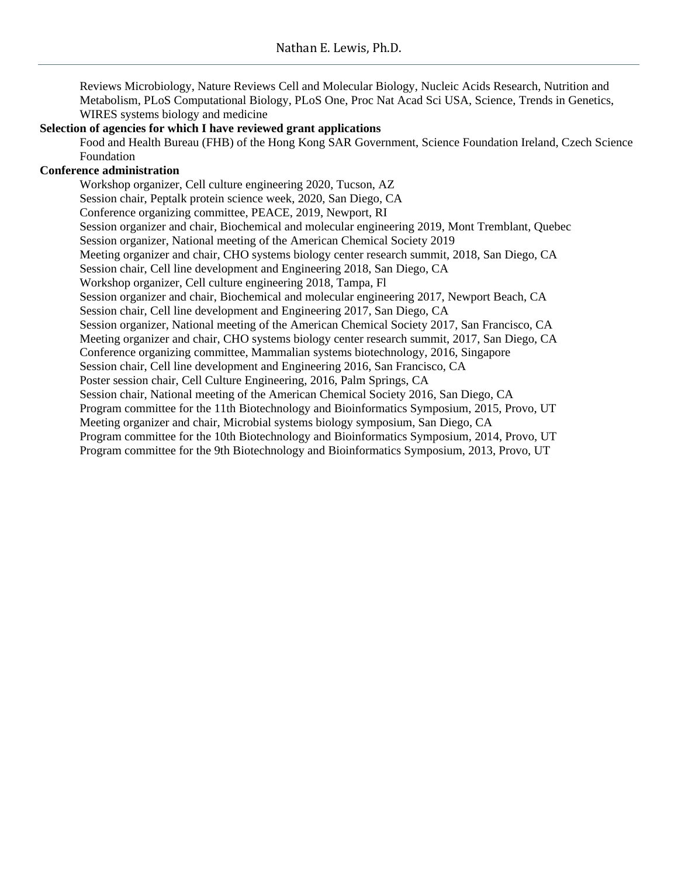Reviews Microbiology, Nature Reviews Cell and Molecular Biology, Nucleic Acids Research, Nutrition and Metabolism, PLoS Computational Biology, PLoS One, Proc Nat Acad Sci USA, Science, Trends in Genetics, WIRES systems biology and medicine

**Selection of agencies for which I have reviewed grant applications**

Food and Health Bureau (FHB) of the Hong Kong SAR Government, Science Foundation Ireland, Czech Science Foundation

**Conference administration**

Workshop organizer, Cell culture engineering 2020, Tucson, AZ
Session chair, Peptalk protein science week, 2020, San Diego, CA
Conference organizing committee, PEACE, 2019, Newport, RI
Session organizer and chair, Biochemical and molecular engineering 2019, Mont Tremblant, Quebec
Session organizer, National meeting of the American Chemical Society 2019
Meeting organizer and chair, CHO systems biology center research summit, 2018, San Diego, CA
Session chair, Cell line development and Engineering 2018, San Diego, CA
Workshop organizer, Cell culture engineering 2018, Tampa, Fl
Session organizer and chair, Biochemical and molecular engineering 2017, Newport Beach, CA
Session chair, Cell line development and Engineering 2017, San Diego, CA
Session organizer, National meeting of the American Chemical Society 2017, San Francisco, CA
Meeting organizer and chair, CHO systems biology center research summit, 2017, San Diego, CA
Conference organizing committee, Mammalian systems biotechnology, 2016, Singapore
Session chair, Cell line development and Engineering 2016, San Francisco, CA
Poster session chair, Cell Culture Engineering, 2016, Palm Springs, CA
Session chair, National meeting of the American Chemical Society 2016, San Diego, CA
Program committee for the 11th Biotechnology and Bioinformatics Symposium, 2015, Provo, UT
Meeting organizer and chair, Microbial systems biology symposium, San Diego, CA
Program committee for the 10th Biotechnology and Bioinformatics Symposium, 2014, Provo, UT
Program committee for the 9th Biotechnology and Bioinformatics Symposium, 2013, Provo, UT